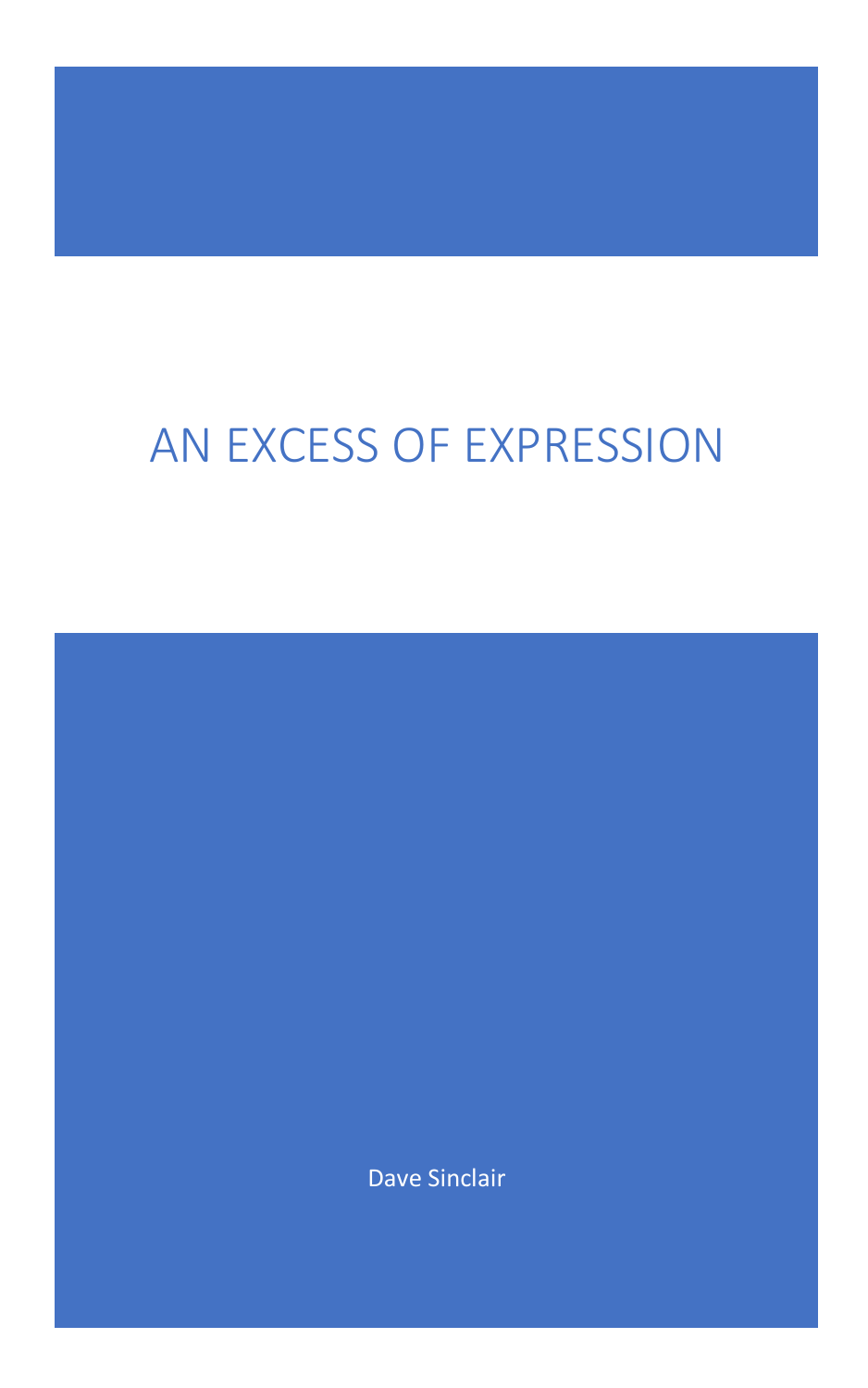# AN EXCESS OF EXPRESSION

Dave Sinclair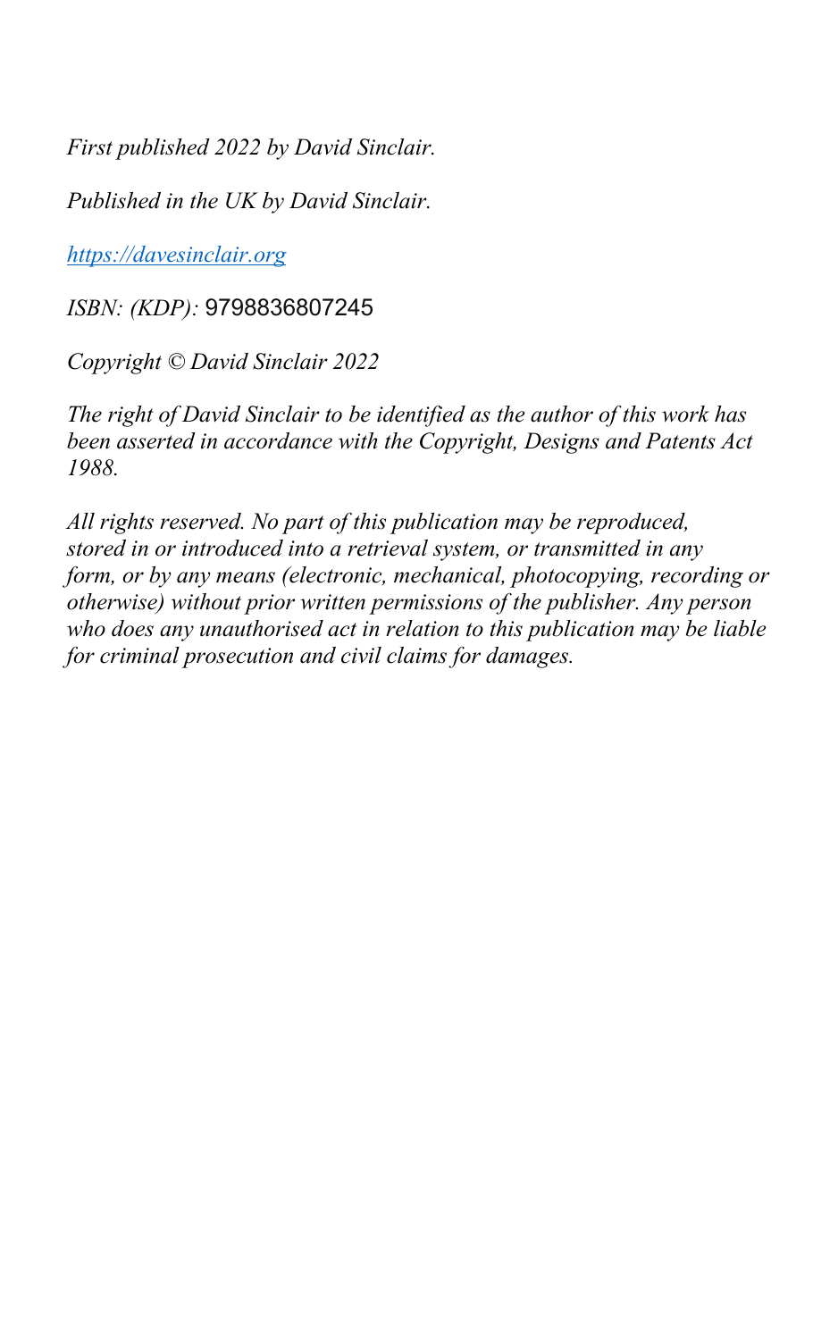*First published 2022 by David Sinclair.*

*Published in the UK by David Sinclair.*

[*https://davesinclair.org*](https://davesinclair.org)

*ISBN: (KDP):* 9798836807245

*Copyright © David Sinclair 2022*

*The right of David Sinclair to be identified as the author of this work has been asserted in accordance with the Copyright, Designs and Patents Act 1988.*

*All rights reserved. No part of this publication may be reproduced, stored in or introduced into a retrieval system, or transmitted in any form, or by any means (electronic, mechanical, photocopying, recording or otherwise) without prior written permissions of the publisher. Any person who does any unauthorised act in relation to this publication may be liable for criminal prosecution and civil claims for damages.*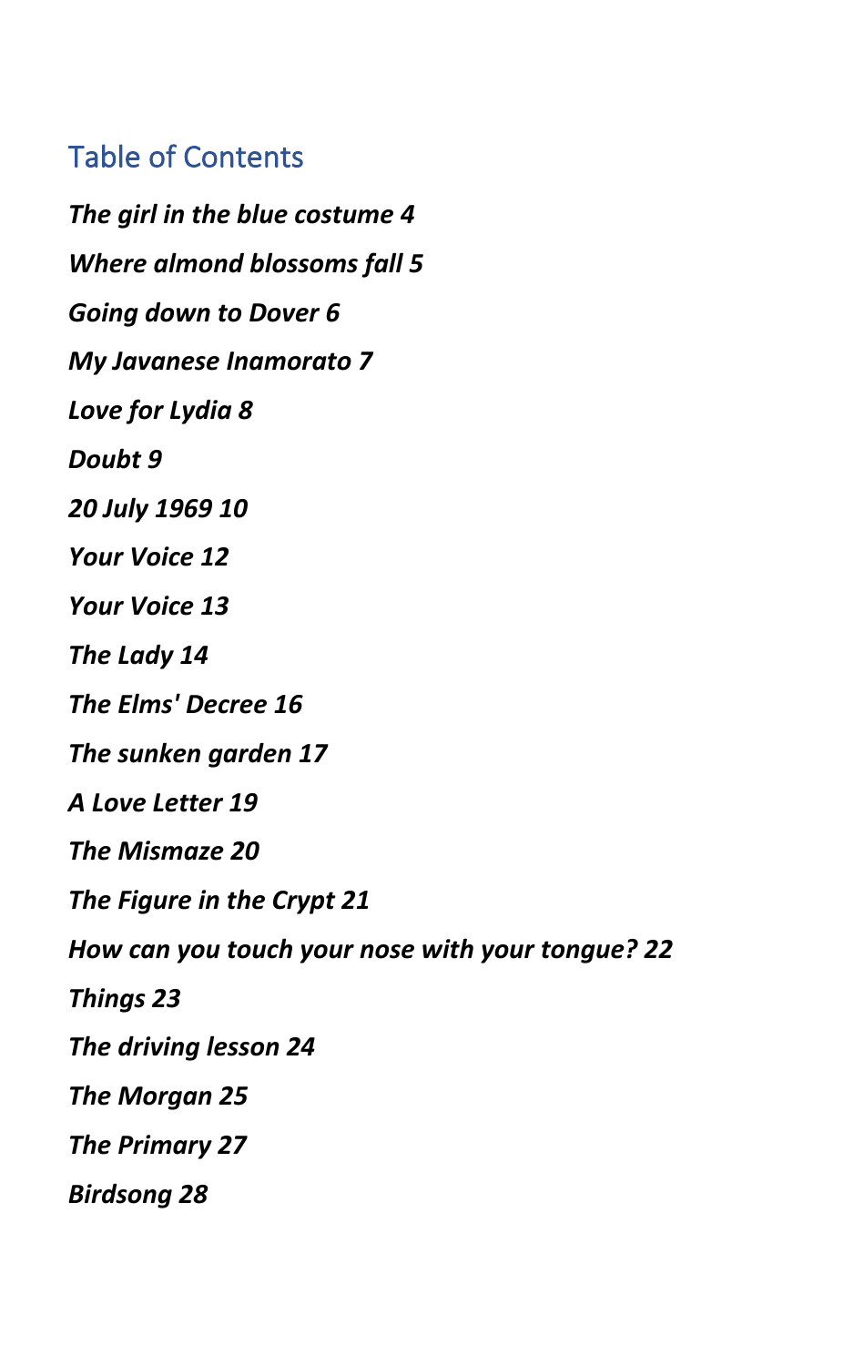## Table of Contents

***The girl in the blue costume 4***

***Where almond blossoms fall 5***

***Going down to Dover 6***

***My Javanese Inamorato 7***

***Love for Lydia 8***

***Doubt 9***

***20 July 1969 10***

***Your Voice 12***

***Your Voice 13***

***The Lady 14***

***The Elms' Decree 16***

***The sunken garden 17***

***A Love Letter 19***

***The Mismaze 20***

***The Figure in the Crypt 21***

***How can you touch your nose with your tongue? 22***

***Things 23***

***The driving lesson 24***

***The Morgan 25***

***The Primary 27***

***Birdsong 28***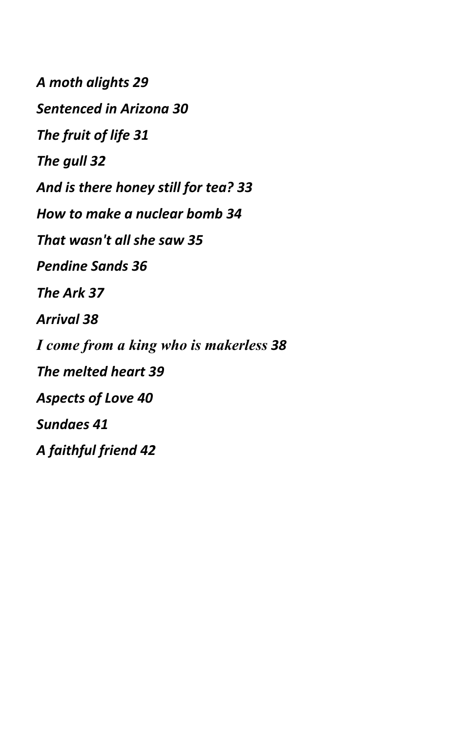*A moth alights 29*

*Sentenced in Arizona 30*

*The fruit of life 31*

*The gull 32*

*And is there honey still for tea? 33*

*How to make a nuclear bomb 34*

*That wasn't all she saw 35*

*Pendine Sands 36*

*The Ark 37*

*Arrival 38*

*I come from a king who is makerless 38*

*The melted heart 39*

*Aspects of Love 40*

*Sundaes 41*

*A faithful friend 42*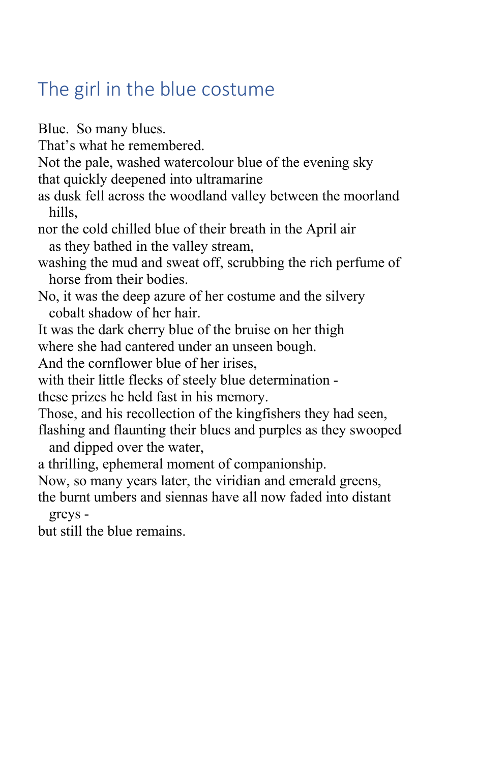## The girl in the blue costume

Blue. So many blues.
That's what he remembered.
Not the pale, washed watercolour blue of the evening sky
that quickly deepened into ultramarine
as dusk fell across the woodland valley between the moorland hills,
nor the cold chilled blue of their breath in the April air
as they bathed in the valley stream,
washing the mud and sweat off, scrubbing the rich perfume of horse from their bodies.
No, it was the deep azure of her costume and the silvery cobalt shadow of her hair.
It was the dark cherry blue of the bruise on her thigh
where she had cantered under an unseen bough.
And the cornflower blue of her irises,
with their little flecks of steely blue determination -
these prizes he held fast in his memory.
Those, and his recollection of the kingfishers they had seen,
flashing and flaunting their blues and purples as they swooped and dipped over the water,
a thrilling, ephemeral moment of companionship.
Now, so many years later, the viridian and emerald greens,
the burnt umbers and siennas have all now faded into distant greys -
but still the blue remains.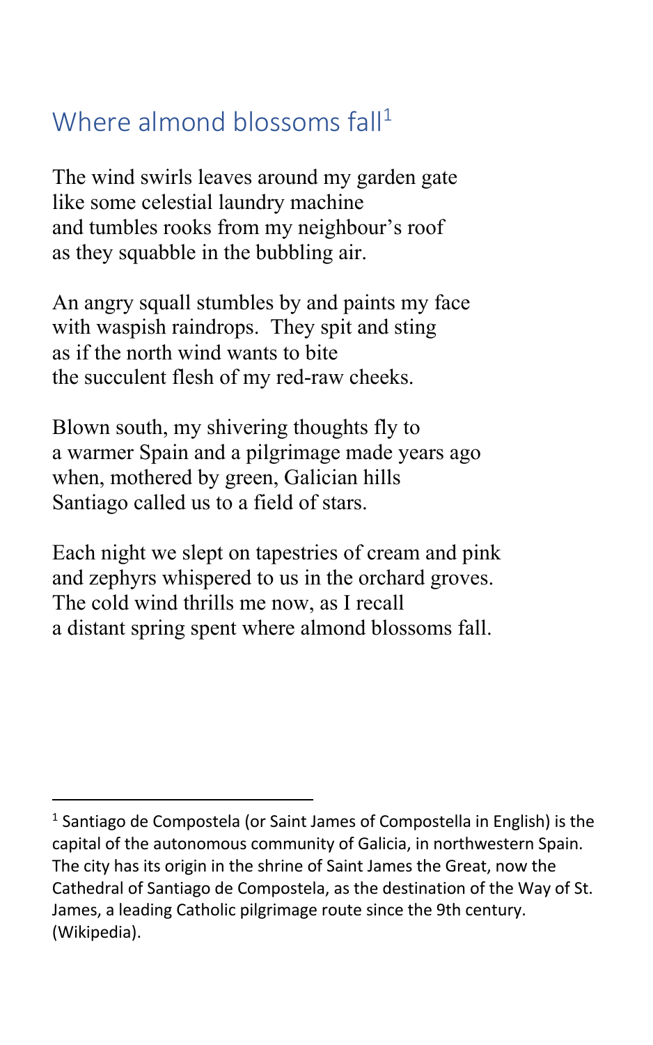## Where almond blossoms fall[1]

The wind swirls leaves around my garden gate  
like some celestial laundry machine  
and tumbles rooks from my neighbour's roof  
as they squabble in the bubbling air.

An angry squall stumbles by and paints my face  
with waspish raindrops.  They spit and sting  
as if the north wind wants to bite  
the succulent flesh of my red-raw cheeks.

Blown south, my shivering thoughts fly to  
a warmer Spain and a pilgrimage made years ago  
when, mothered by green, Galician hills  
Santiago called us to a field of stars.

Each night we slept on tapestries of cream and pink  
and zephyrs whispered to us in the orchard groves.  
The cold wind thrills me now, as I recall  
a distant spring spent where almond blossoms fall.

---

[1] Santiago de Compostela (or Saint James of Compostella in English) is the capital of the autonomous community of Galicia, in northwestern Spain. The city has its origin in the shrine of Saint James the Great, now the Cathedral of Santiago de Compostela, as the destination of the Way of St. James, a leading Catholic pilgrimage route since the 9th century. (Wikipedia).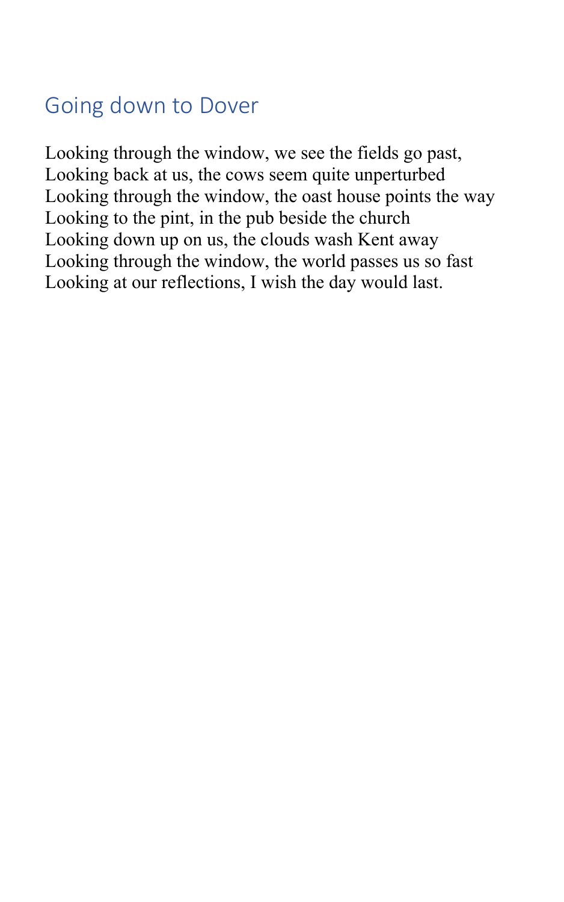## Going down to Dover

Looking through the window, we see the fields go past,  
Looking back at us, the cows seem quite unperturbed  
Looking through the window, the oast house points the way  
Looking to the pint, in the pub beside the church  
Looking down up on us, the clouds wash Kent away  
Looking through the window, the world passes us so fast  
Looking at our reflections, I wish the day would last.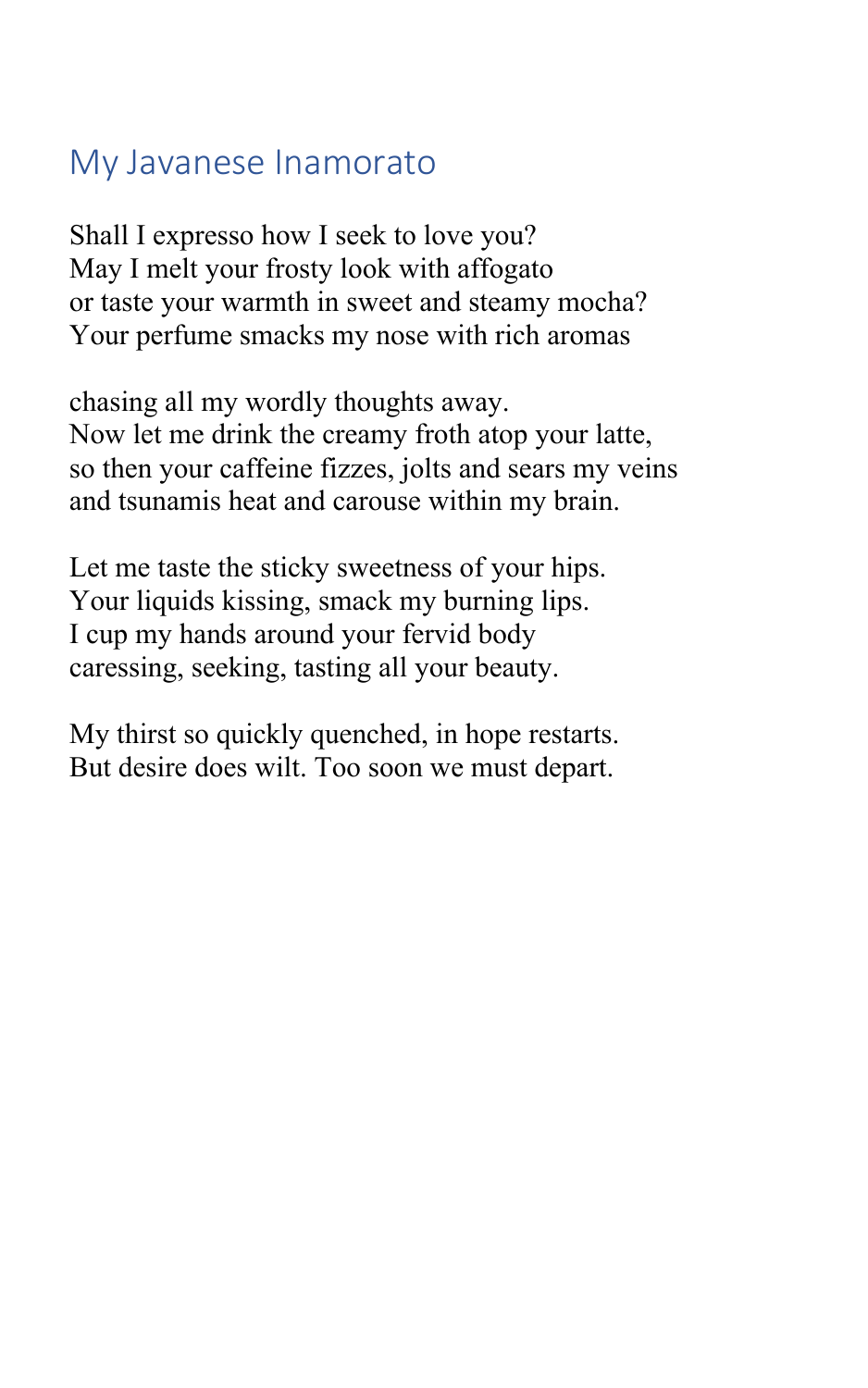## My Javanese Inamorato

Shall I expresso how I seek to love you?
May I melt your frosty look with affogato
or taste your warmth in sweet and steamy mocha?
Your perfume smacks my nose with rich aromas

chasing all my wordly thoughts away.
Now let me drink the creamy froth atop your latte,
so then your caffeine fizzes, jolts and sears my veins
and tsunamis heat and carouse within my brain.

Let me taste the sticky sweetness of your hips.
Your liquids kissing, smack my burning lips.
I cup my hands around your fervid body
caressing, seeking, tasting all your beauty.

My thirst so quickly quenched, in hope restarts.
But desire does wilt. Too soon we must depart.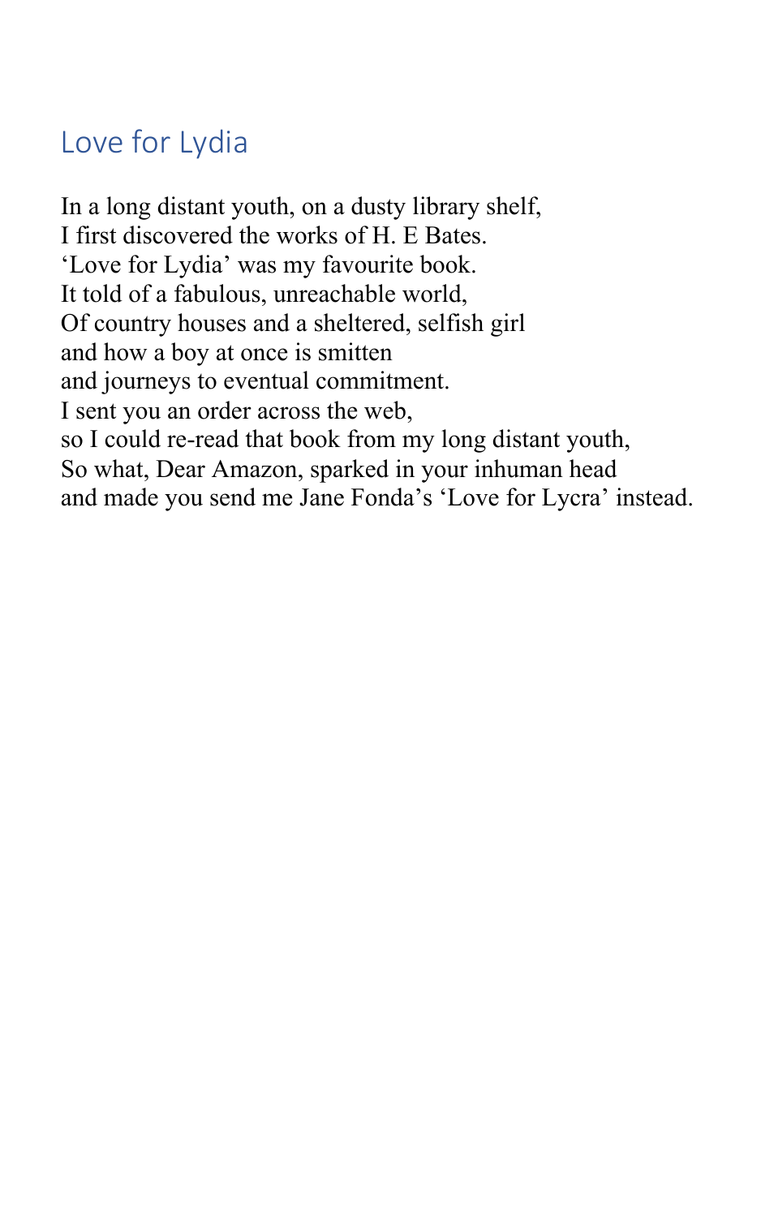## Love for Lydia

In a long distant youth, on a dusty library shelf,  
I first discovered the works of H. E Bates.  
'Love for Lydia' was my favourite book.  
It told of a fabulous, unreachable world,  
Of country houses and a sheltered, selfish girl  
and how a boy at once is smitten  
and journeys to eventual commitment.  
I sent you an order across the web,  
so I could re-read that book from my long distant youth,  
So what, Dear Amazon, sparked in your inhuman head  
and made you send me Jane Fonda's 'Love for Lycra' instead.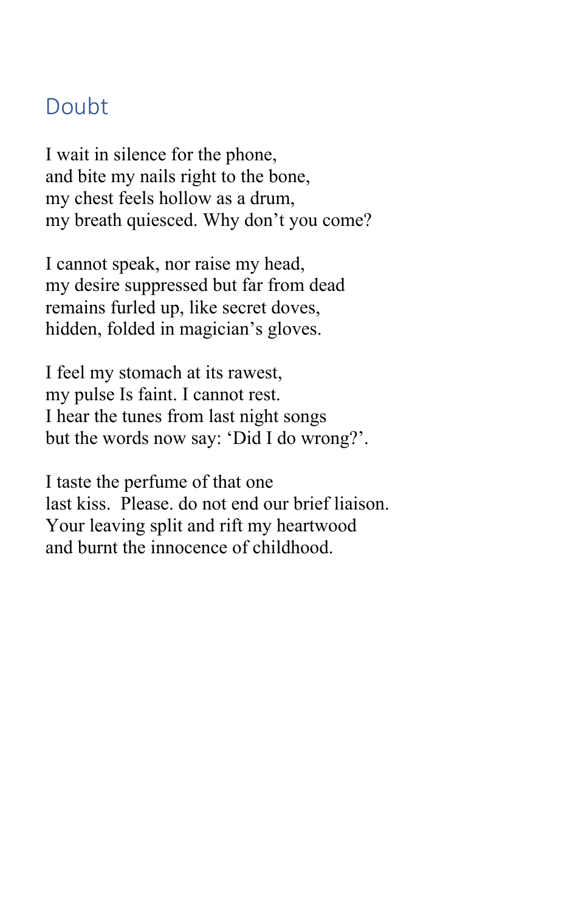# Doubt

I wait in silence for the phone,  
and bite my nails right to the bone,  
my chest feels hollow as a drum,  
my breath quiesced. Why don't you come?

I cannot speak, nor raise my head,  
my desire suppressed but far from dead  
remains furled up, like secret doves,  
hidden, folded in magician's gloves.

I feel my stomach at its rawest,  
my pulse Is faint. I cannot rest.  
I hear the tunes from last night songs  
but the words now say: 'Did I do wrong?'.

I taste the perfume of that one  
last kiss.  Please. do not end our brief liaison.  
Your leaving split and rift my heartwood  
and burnt the innocence of childhood.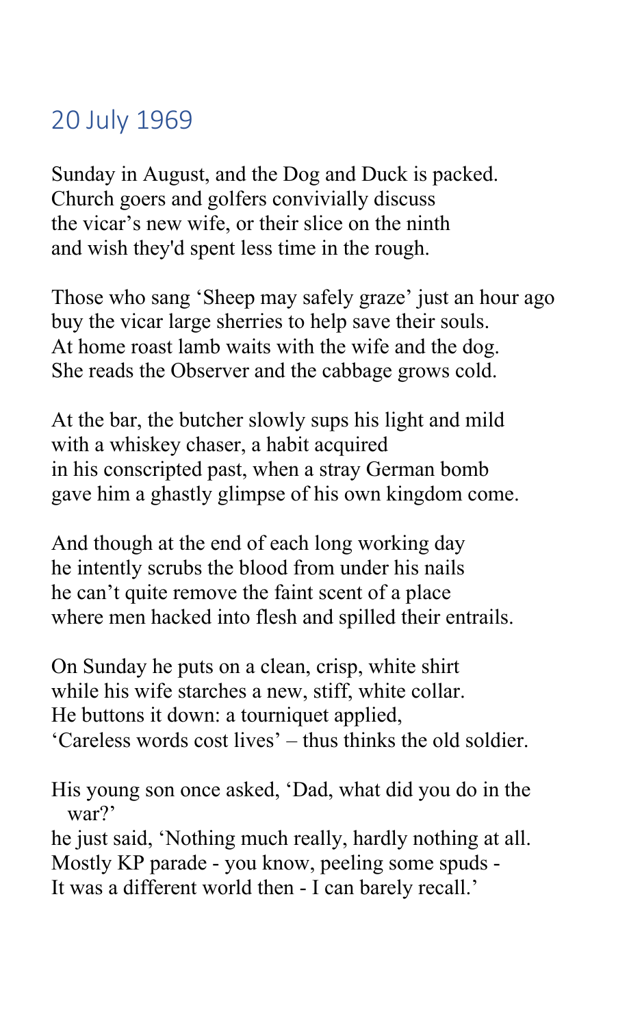## 20 July 1969

Sunday in August, and the Dog and Duck is packed.
Church goers and golfers convivially discuss
the vicar's new wife, or their slice on the ninth
and wish they'd spent less time in the rough.

Those who sang 'Sheep may safely graze' just an hour ago
buy the vicar large sherries to help save their souls.
At home roast lamb waits with the wife and the dog.
She reads the Observer and the cabbage grows cold.

At the bar, the butcher slowly sups his light and mild
with a whiskey chaser, a habit acquired
in his conscripted past, when a stray German bomb
gave him a ghastly glimpse of his own kingdom come.

And though at the end of each long working day
he intently scrubs the blood from under his nails
he can't quite remove the faint scent of a place
where men hacked into flesh and spilled their entrails.

On Sunday he puts on a clean, crisp, white shirt
while his wife starches a new, stiff, white collar.
He buttons it down: a tourniquet applied,
'Careless words cost lives' – thus thinks the old soldier.

His young son once asked, 'Dad, what did you do in the war?'
he just said, 'Nothing much really, hardly nothing at all.
Mostly KP parade - you know, peeling some spuds -
It was a different world then - I can barely recall.'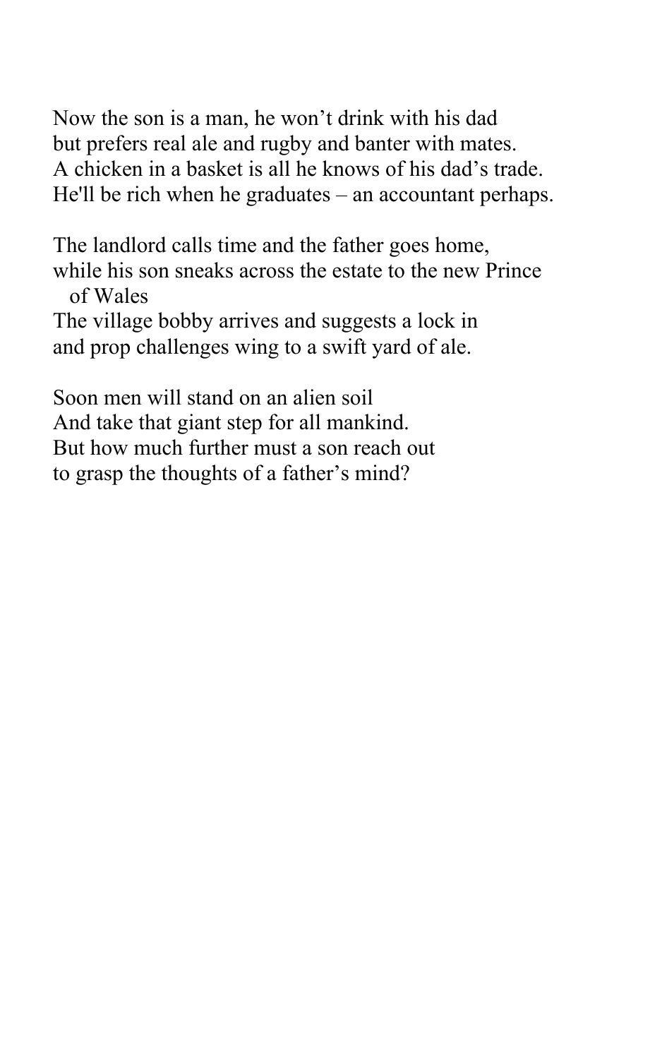Now the son is a man, he won't drink with his dad  
but prefers real ale and rugby and banter with mates.  
A chicken in a basket is all he knows of his dad's trade.  
He'll be rich when he graduates – an accountant perhaps.

The landlord calls time and the father goes home,  
while his son sneaks across the estate to the new Prince of Wales  
The village bobby arrives and suggests a lock in  
and prop challenges wing to a swift yard of ale.

Soon men will stand on an alien soil  
And take that giant step for all mankind.  
But how much further must a son reach out  
to grasp the thoughts of a father's mind?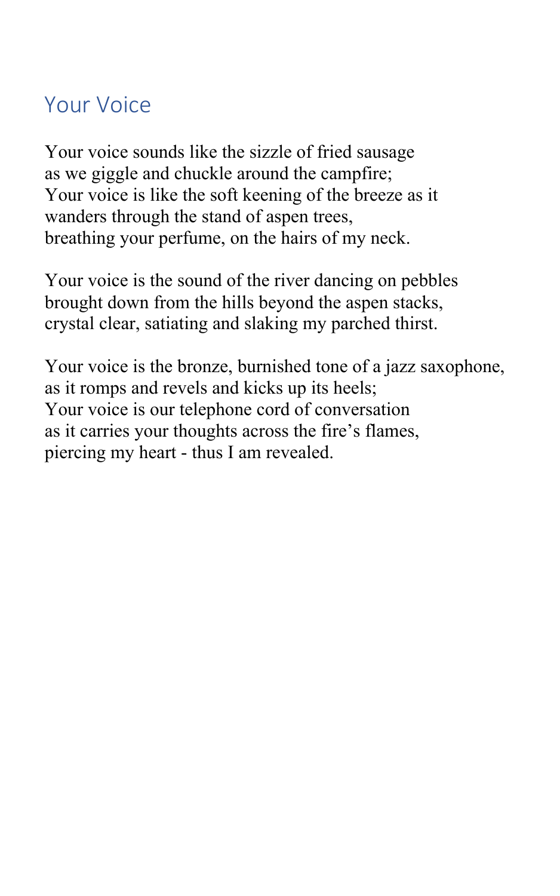## Your Voice

Your voice sounds like the sizzle of fried sausage  
as we giggle and chuckle around the campfire;  
Your voice is like the soft keening of the breeze as it  
wanders through the stand of aspen trees,  
breathing your perfume, on the hairs of my neck.

Your voice is the sound of the river dancing on pebbles  
brought down from the hills beyond the aspen stacks,  
crystal clear, satiating and slaking my parched thirst.

Your voice is the bronze, burnished tone of a jazz saxophone,  
as it romps and revels and kicks up its heels;  
Your voice is our telephone cord of conversation  
as it carries your thoughts across the fire's flames,  
piercing my heart - thus I am revealed.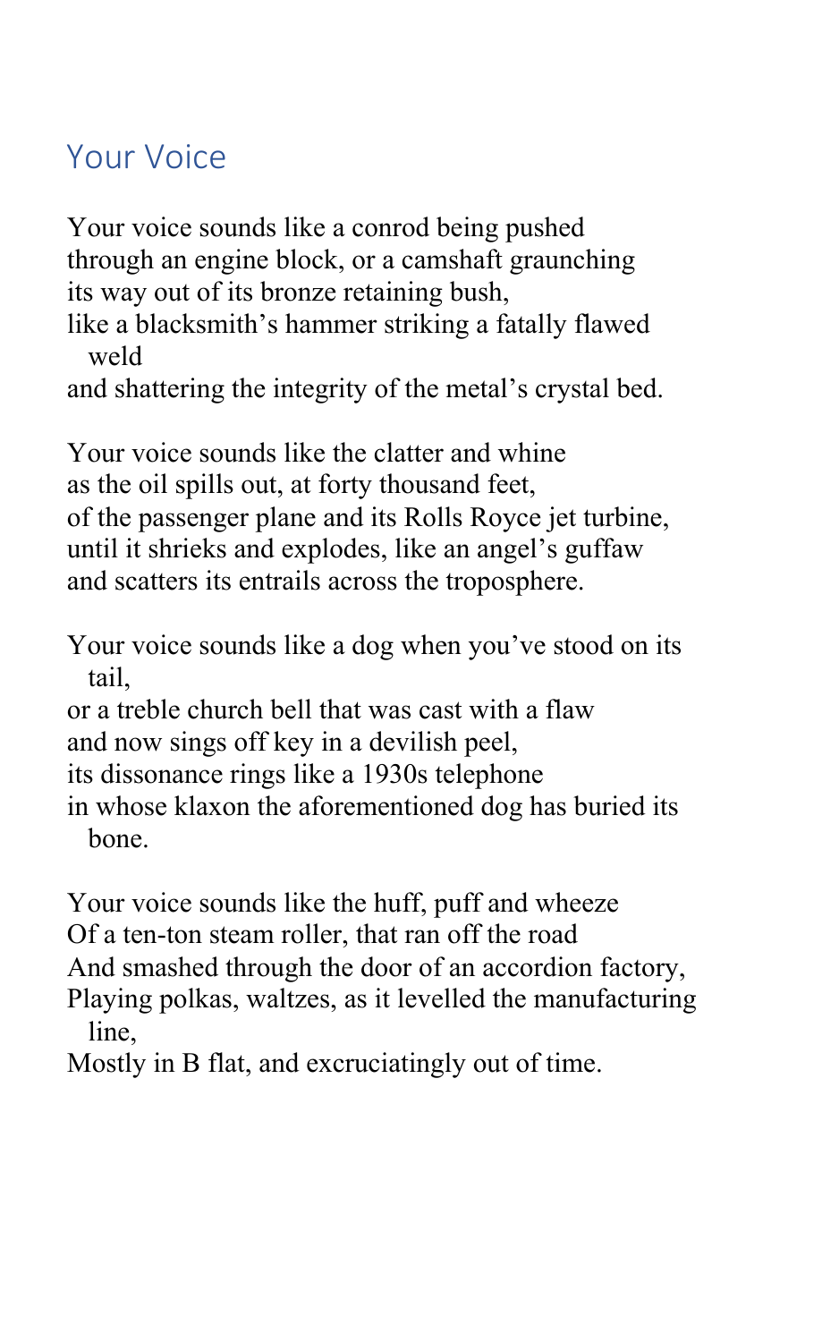## Your Voice

Your voice sounds like a conrod being pushed
through an engine block, or a camshaft graunching
its way out of its bronze retaining bush,
like a blacksmith's hammer striking a fatally flawed weld
and shattering the integrity of the metal's crystal bed.

Your voice sounds like the clatter and whine
as the oil spills out, at forty thousand feet,
of the passenger plane and its Rolls Royce jet turbine,
until it shrieks and explodes, like an angel's guffaw
and scatters its entrails across the troposphere.

Your voice sounds like a dog when you've stood on its tail,
or a treble church bell that was cast with a flaw
and now sings off key in a devilish peel,
its dissonance rings like a 1930s telephone
in whose klaxon the aforementioned dog has buried its bone.

Your voice sounds like the huff, puff and wheeze
Of a ten-ton steam roller, that ran off the road
And smashed through the door of an accordion factory,
Playing polkas, waltzes, as it levelled the manufacturing line,
Mostly in B flat, and excruciatingly out of time.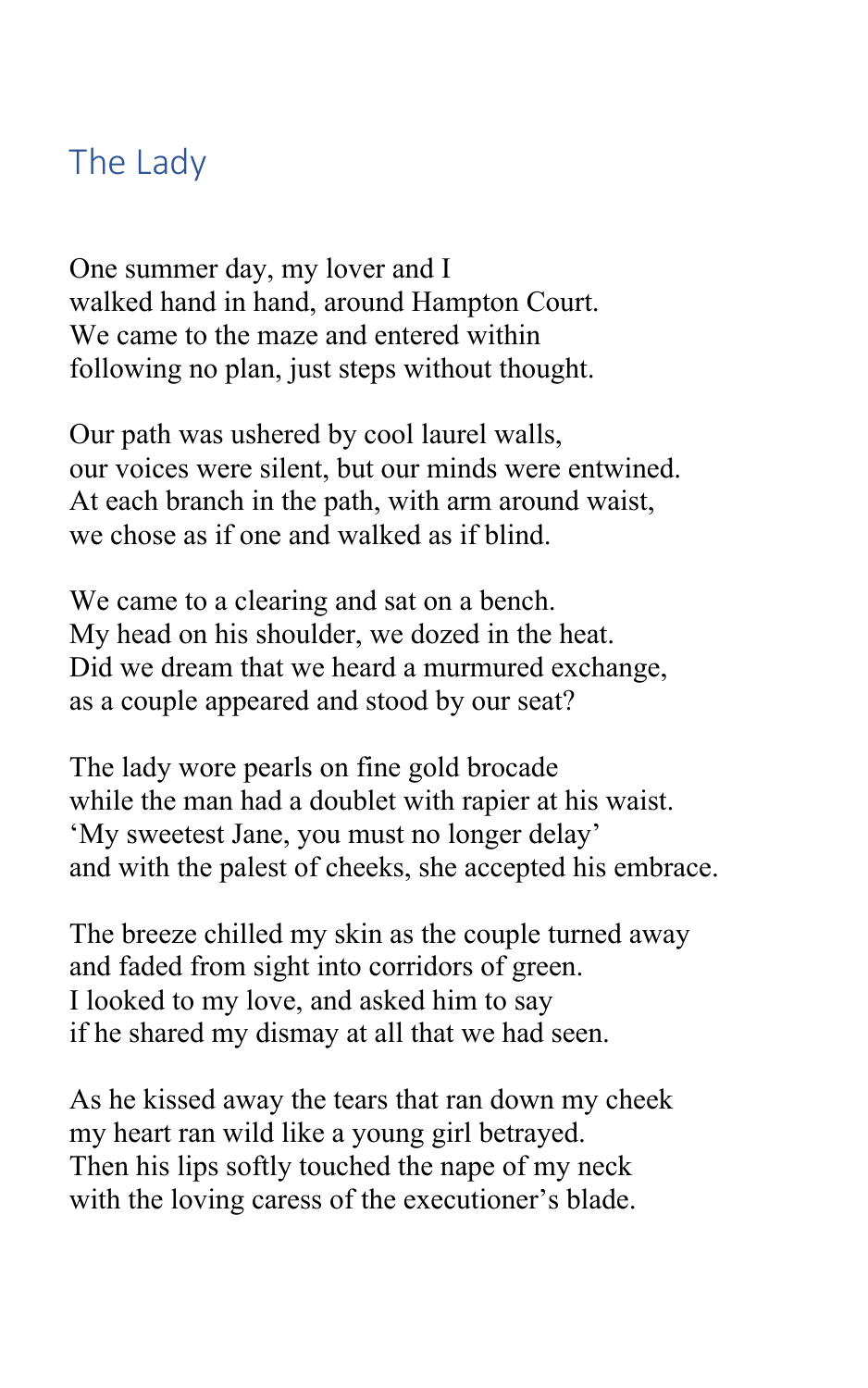## The Lady

One summer day, my lover and I
walked hand in hand, around Hampton Court.
We came to the maze and entered within
following no plan, just steps without thought.

Our path was ushered by cool laurel walls,
our voices were silent, but our minds were entwined.
At each branch in the path, with arm around waist,
we chose as if one and walked as if blind.

We came to a clearing and sat on a bench.
My head on his shoulder, we dozed in the heat.
Did we dream that we heard a murmured exchange,
as a couple appeared and stood by our seat?

The lady wore pearls on fine gold brocade
while the man had a doublet with rapier at his waist.
'My sweetest Jane, you must no longer delay'
and with the palest of cheeks, she accepted his embrace.

The breeze chilled my skin as the couple turned away
and faded from sight into corridors of green.
I looked to my love, and asked him to say
if he shared my dismay at all that we had seen.

As he kissed away the tears that ran down my cheek
my heart ran wild like a young girl betrayed.
Then his lips softly touched the nape of my neck
with the loving caress of the executioner's blade.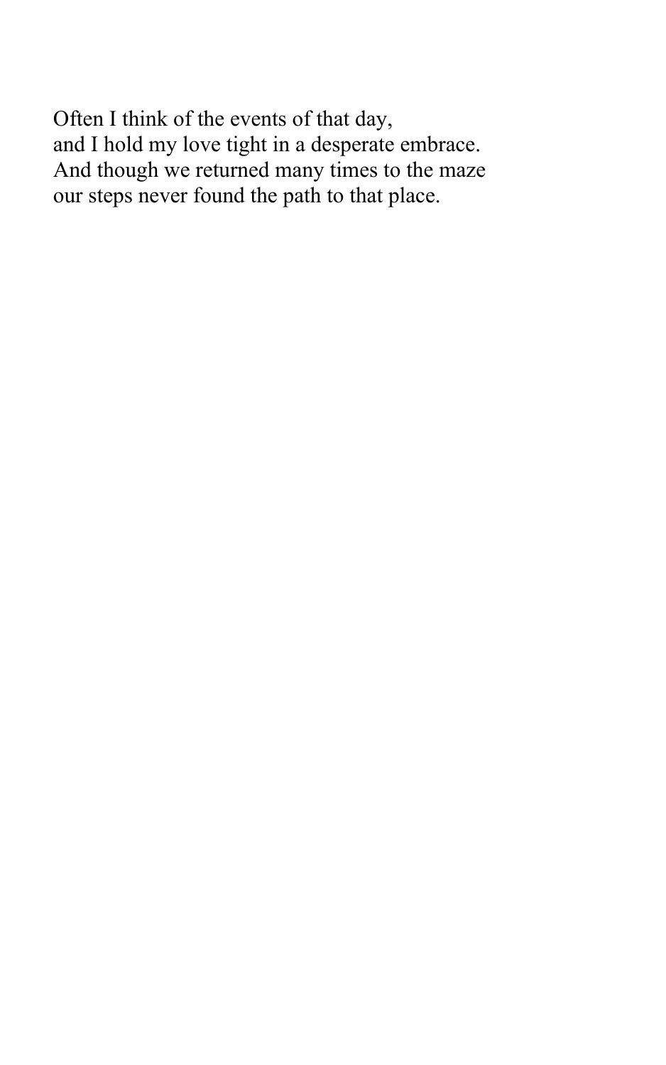Often I think of the events of that day,  
and I hold my love tight in a desperate embrace.  
And though we returned many times to the maze  
our steps never found the path to that place.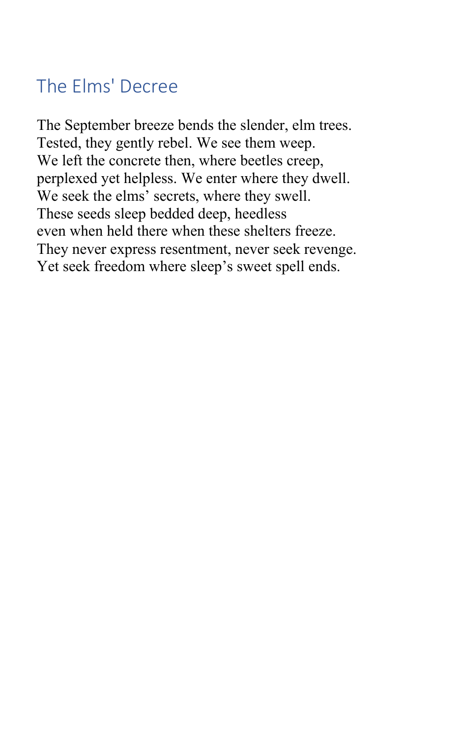## The Elms' Decree

The September breeze bends the slender, elm trees.  
Tested, they gently rebel. We see them weep.  
We left the concrete then, where beetles creep,  
perplexed yet helpless. We enter where they dwell.  
We seek the elms' secrets, where they swell.  
These seeds sleep bedded deep, heedless  
even when held there when these shelters freeze.  
They never express resentment, never seek revenge.  
Yet seek freedom where sleep's sweet spell ends.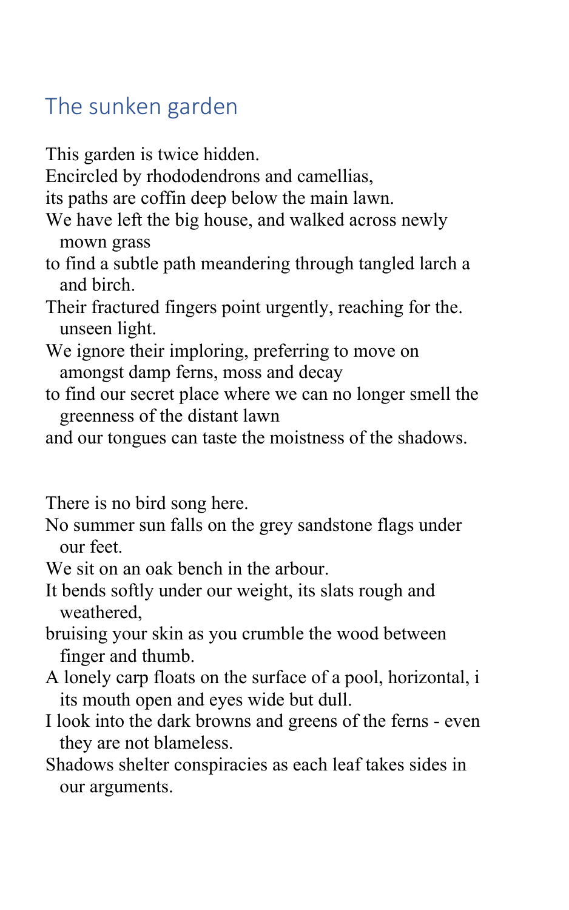## The sunken garden

This garden is twice hidden.
Encircled by rhododendrons and camellias,
its paths are coffin deep below the main lawn.
We have left the big house, and walked across newly mown grass
to find a subtle path meandering through tangled larch a and birch.
Their fractured fingers point urgently, reaching for the. unseen light.
We ignore their imploring, preferring to move on amongst damp ferns, moss and decay
to find our secret place where we can no longer smell the greenness of the distant lawn
and our tongues can taste the moistness of the shadows.

There is no bird song here.
No summer sun falls on the grey sandstone flags under our feet.
We sit on an oak bench in the arbour.
It bends softly under our weight, its slats rough and weathered,
bruising your skin as you crumble the wood between finger and thumb.
A lonely carp floats on the surface of a pool, horizontal, i its mouth open and eyes wide but dull.
I look into the dark browns and greens of the ferns - even they are not blameless.
Shadows shelter conspiracies as each leaf takes sides in our arguments.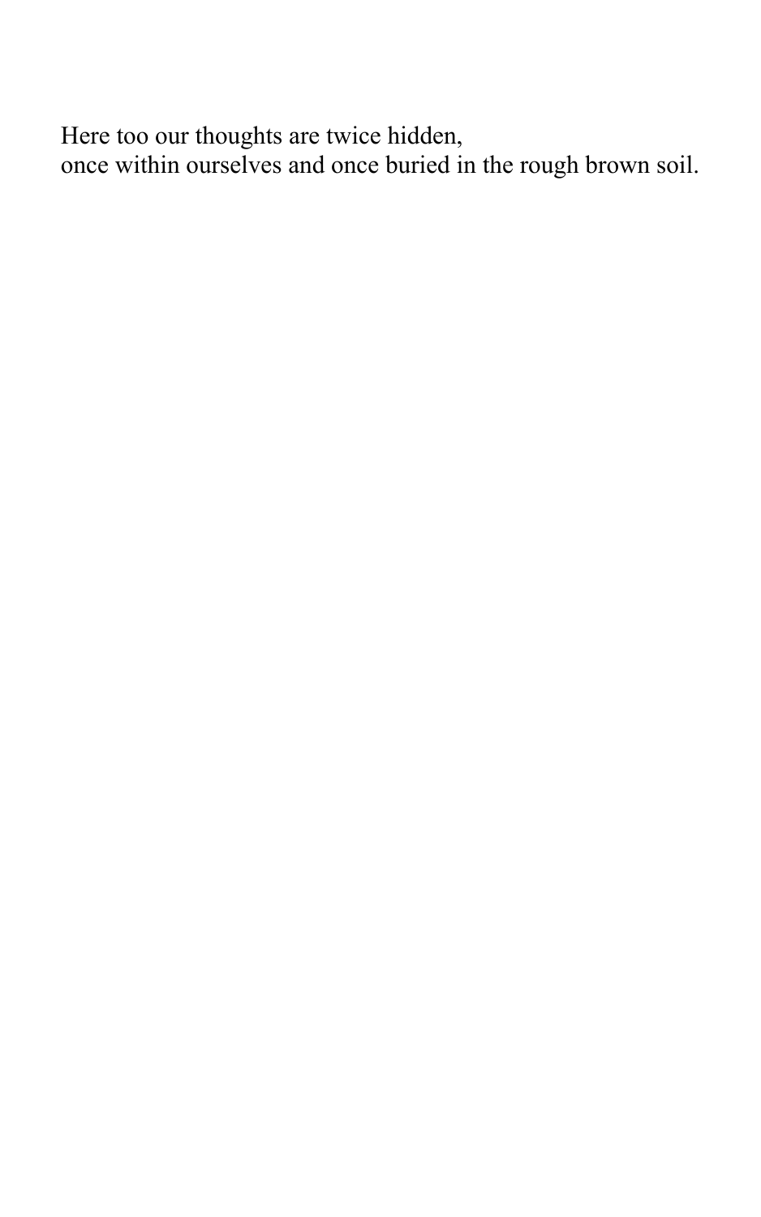Here too our thoughts are twice hidden,
once within ourselves and once buried in the rough brown soil.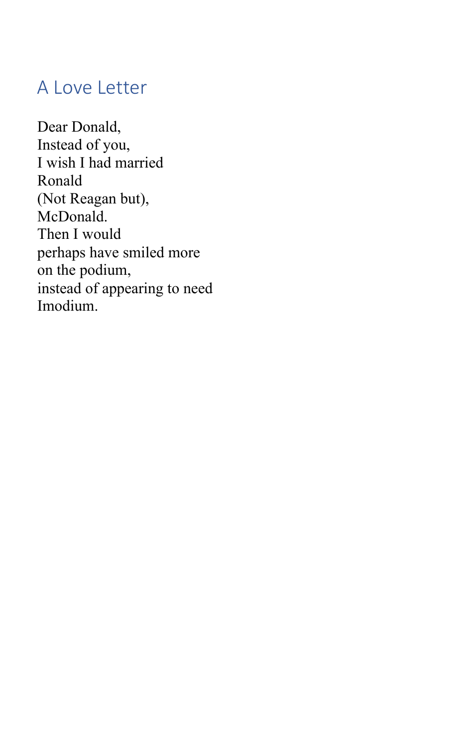## A Love Letter

Dear Donald,
Instead of you,
I wish I had married
Ronald
(Not Reagan but),
McDonald.
Then I would
perhaps have smiled more
on the podium,
instead of appearing to need
Imodium.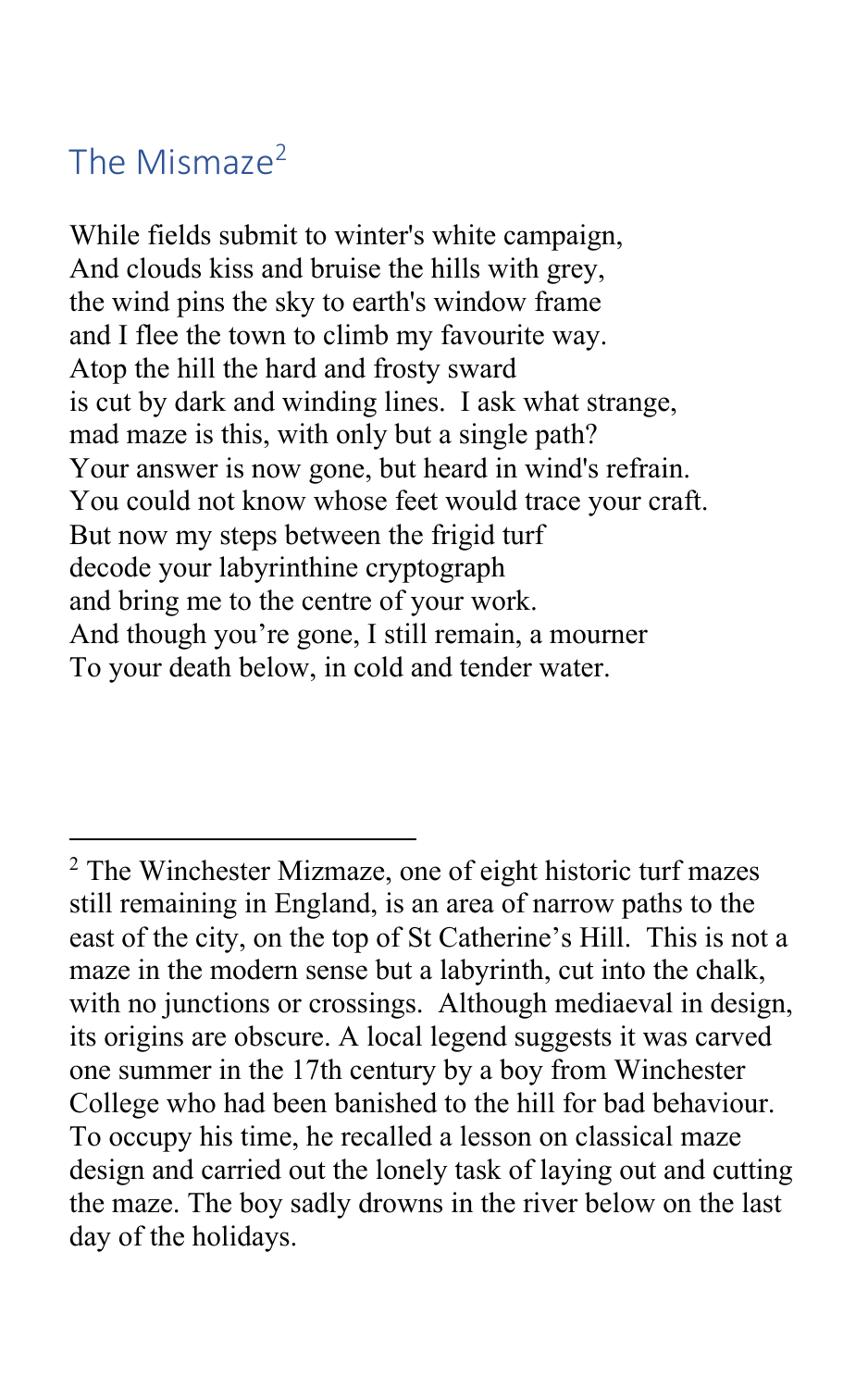## The Mismaze[2]

While fields submit to winter's white campaign,
And clouds kiss and bruise the hills with grey,
the wind pins the sky to earth's window frame
and I flee the town to climb my favourite way.
Atop the hill the hard and frosty sward
is cut by dark and winding lines.  I ask what strange,
mad maze is this, with only but a single path?
Your answer is now gone, but heard in wind's refrain.
You could not know whose feet would trace your craft.
But now my steps between the frigid turf
decode your labyrinthine cryptograph
and bring me to the centre of your work.
And though you're gone, I still remain, a mourner
To your death below, in cold and tender water.

---

[2] The Winchester Mizmaze, one of eight historic turf mazes still remaining in England, is an area of narrow paths to the east of the city, on the top of St Catherine's Hill.  This is not a maze in the modern sense but a labyrinth, cut into the chalk, with no junctions or crossings.  Although mediaeval in design, its origins are obscure. A local legend suggests it was carved one summer in the 17th century by a boy from Winchester College who had been banished to the hill for bad behaviour. To occupy his time, he recalled a lesson on classical maze design and carried out the lonely task of laying out and cutting the maze. The boy sadly drowns in the river below on the last day of the holidays.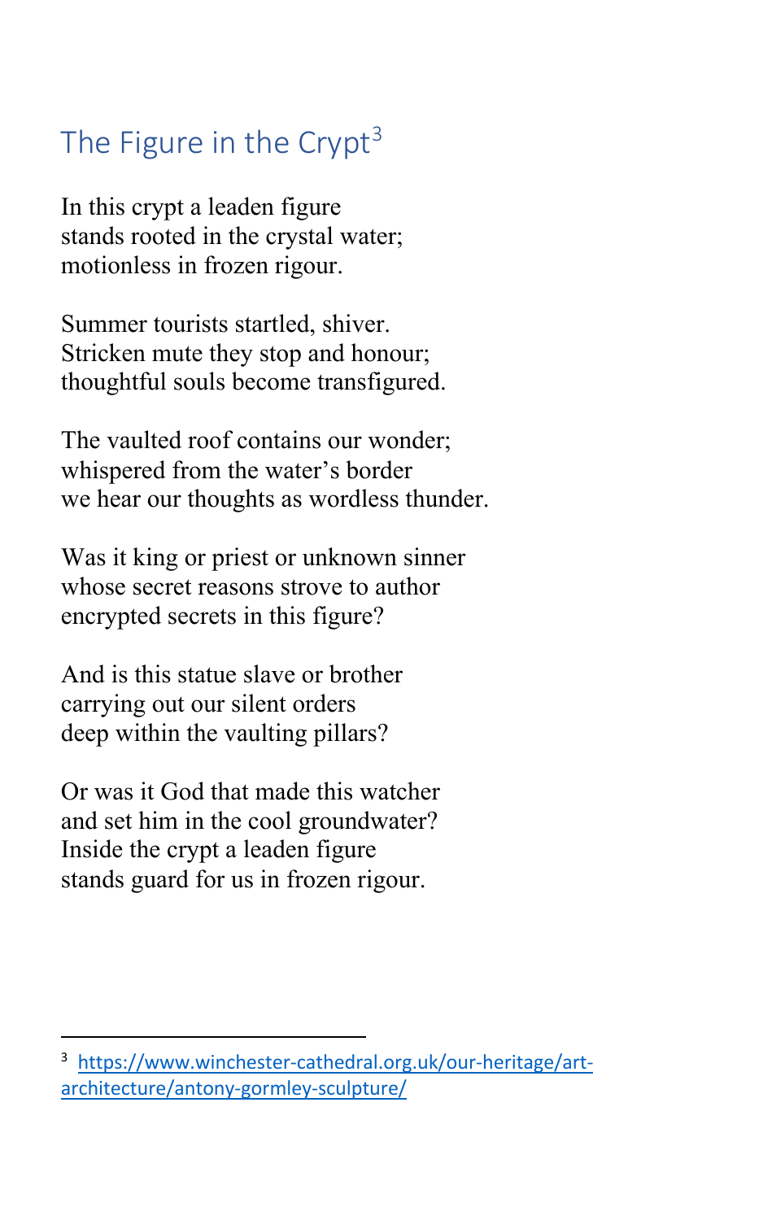## The Figure in the Crypt[3]

In this crypt a leaden figure  
stands rooted in the crystal water;  
motionless in frozen rigour.

Summer tourists startled, shiver.  
Stricken mute they stop and honour;  
thoughtful souls become transfigured.

The vaulted roof contains our wonder;  
whispered from the water's border  
we hear our thoughts as wordless thunder.

Was it king or priest or unknown sinner  
whose secret reasons strove to author  
encrypted secrets in this figure?

And is this statue slave or brother  
carrying out our silent orders  
deep within the vaulting pillars?

Or was it God that made this watcher  
and set him in the cool groundwater?  
Inside the crypt a leaden figure  
stands guard for us in frozen rigour.

---

[3] https://www.winchester-cathedral.org.uk/our-heritage/art-architecture/antony-gormley-sculpture/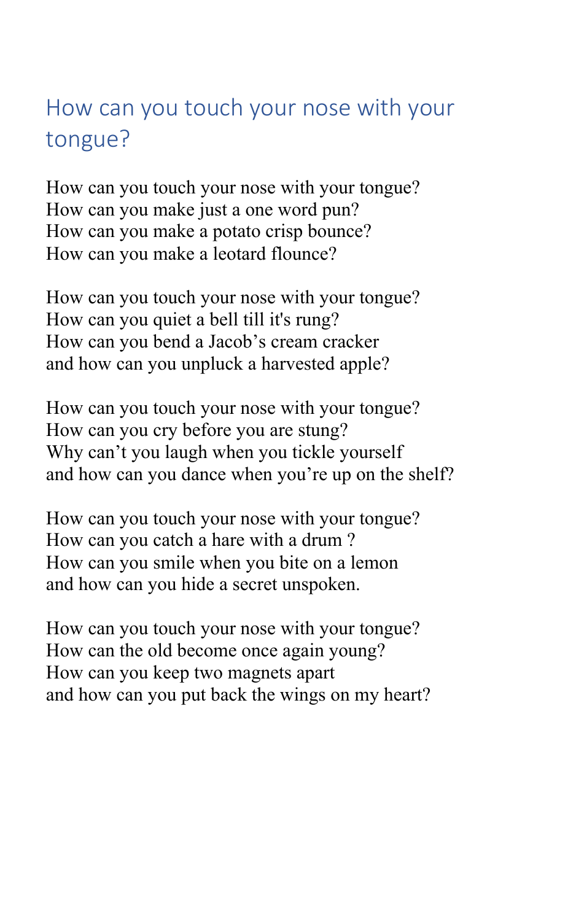## How can you touch your nose with your tongue?

How can you touch your nose with your tongue?  
How can you make just a one word pun?  
How can you make a potato crisp bounce?  
How can you make a leotard flounce?

How can you touch your nose with your tongue?  
How can you quiet a bell till it's rung?  
How can you bend a Jacob’s cream cracker  
and how can you unpluck a harvested apple?

How can you touch your nose with your tongue?  
How can you cry before you are stung?  
Why can’t you laugh when you tickle yourself  
and how can you dance when you’re up on the shelf?

How can you touch your nose with your tongue?  
How can you catch a hare with a drum ?  
How can you smile when you bite on a lemon  
and how can you hide a secret unspoken.

How can you touch your nose with your tongue?  
How can the old become once again young?  
How can you keep two magnets apart  
and how can you put back the wings on my heart?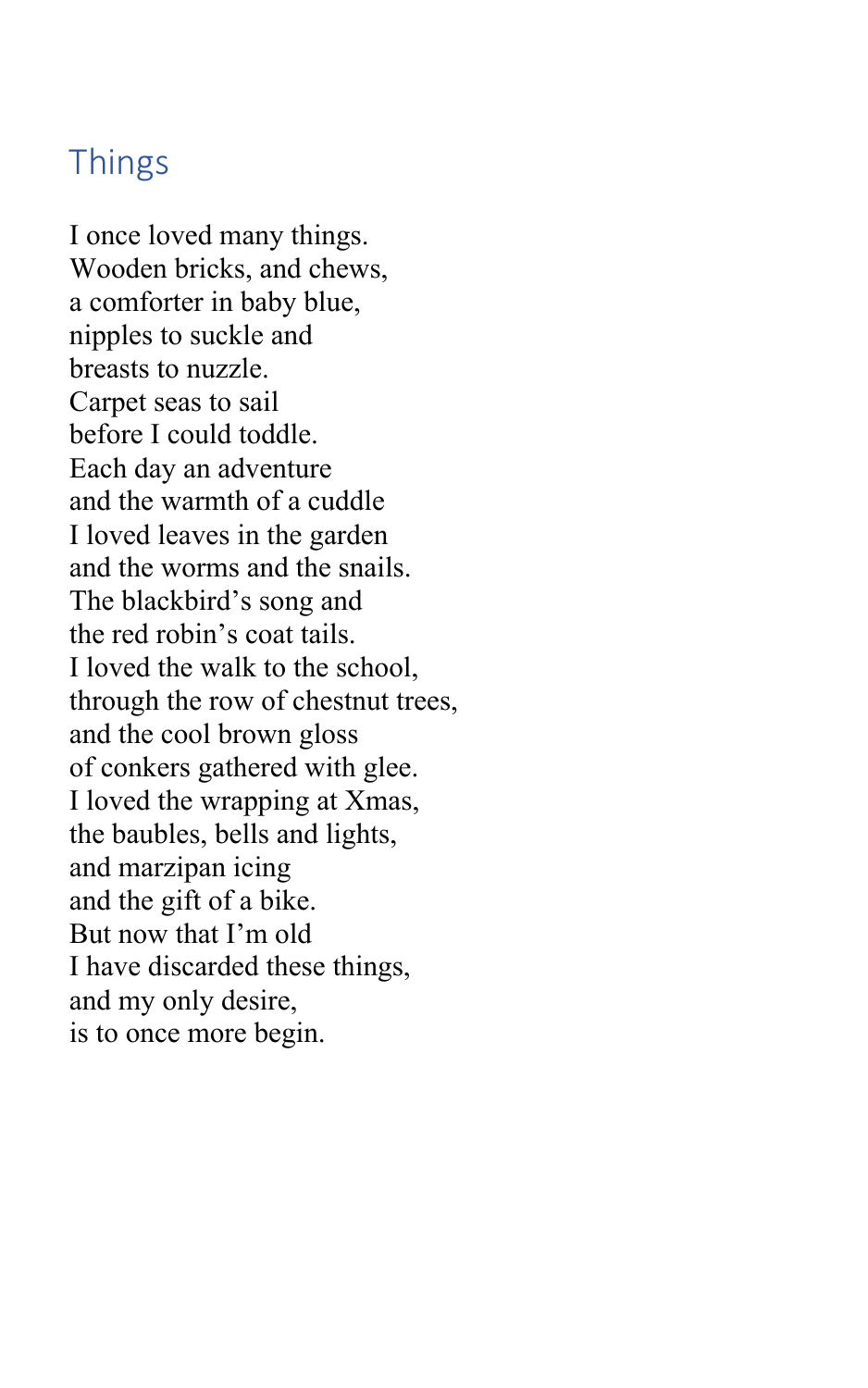## Things

I once loved many things.  
Wooden bricks, and chews,  
a comforter in baby blue,  
nipples to suckle and  
breasts to nuzzle.  
Carpet seas to sail  
before I could toddle.  
Each day an adventure  
and the warmth of a cuddle  
I loved leaves in the garden  
and the worms and the snails.  
The blackbird's song and  
the red robin's coat tails.  
I loved the walk to the school,  
through the row of chestnut trees,  
and the cool brown gloss  
of conkers gathered with glee.  
I loved the wrapping at Xmas,  
the baubles, bells and lights,  
and marzipan icing  
and the gift of a bike.  
But now that I'm old  
I have discarded these things,  
and my only desire,  
is to once more begin.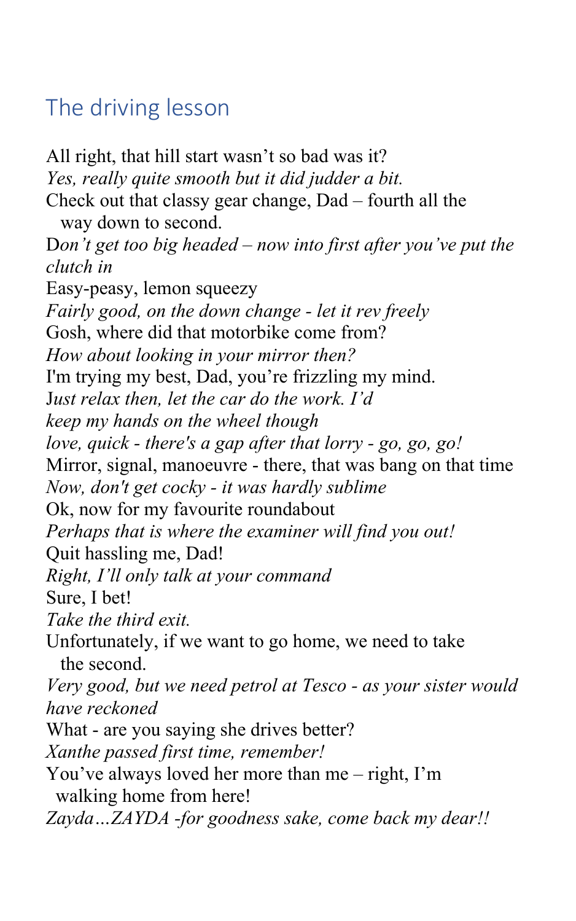## The driving lesson

All right, that hill start wasn't so bad was it?
*Yes, really quite smooth but it did judder a bit.*
Check out that classy gear change, Dad – fourth all the way down to second.
D*on't get too big headed – now into first after you've put the clutch in*
Easy-peasy, lemon squeezy
*Fairly good, on the down change - let it rev freely*
Gosh, where did that motorbike come from?
*How about looking in your mirror then?*
I'm trying my best, Dad, you're frizzling my mind.
J*ust relax then, let the car do the work. I'd*
*keep my hands on the wheel though*
*love, quick - there's a gap after that lorry - go, go, go!*
Mirror, signal, manoeuvre - there, that was bang on that time
*Now, don't get cocky - it was hardly sublime*
Ok, now for my favourite roundabout
*Perhaps that is where the examiner will find you out!*
Quit hassling me, Dad!
*Right, I'll only talk at your command*
Sure, I bet!
*Take the third exit.*
Unfortunately, if we want to go home, we need to take the second.
*Very good, but we need petrol at Tesco - as your sister would have reckoned*
What - are you saying she drives better?
*Xanthe passed first time, remember!*
You've always loved her more than me – right, I'm walking home from here!
*Zayda…ZAYDA -for goodness sake, come back my dear!!*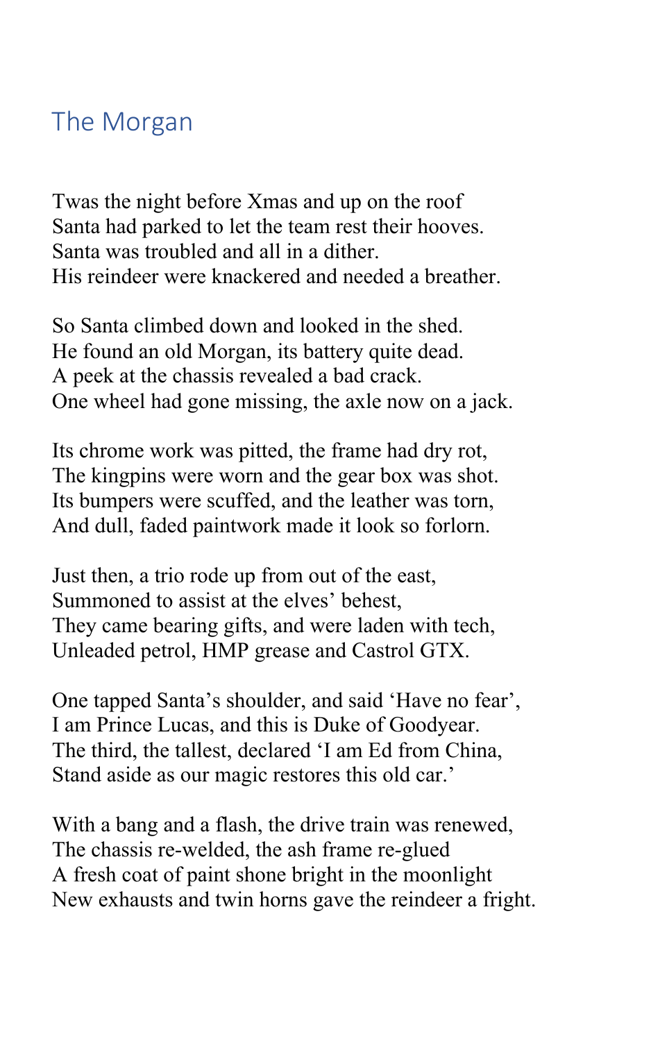## The Morgan

Twas the night before Xmas and up on the roof
Santa had parked to let the team rest their hooves.
Santa was troubled and all in a dither.
His reindeer were knackered and needed a breather.

So Santa climbed down and looked in the shed.
He found an old Morgan, its battery quite dead.
A peek at the chassis revealed a bad crack.
One wheel had gone missing, the axle now on a jack.

Its chrome work was pitted, the frame had dry rot,
The kingpins were worn and the gear box was shot.
Its bumpers were scuffed, and the leather was torn,
And dull, faded paintwork made it look so forlorn.

Just then, a trio rode up from out of the east,
Summoned to assist at the elves' behest,
They came bearing gifts, and were laden with tech,
Unleaded petrol, HMP grease and Castrol GTX.

One tapped Santa's shoulder, and said 'Have no fear',
I am Prince Lucas, and this is Duke of Goodyear.
The third, the tallest, declared 'I am Ed from China,
Stand aside as our magic restores this old car.'

With a bang and a flash, the drive train was renewed,
The chassis re-welded, the ash frame re-glued
A fresh coat of paint shone bright in the moonlight
New exhausts and twin horns gave the reindeer a fright.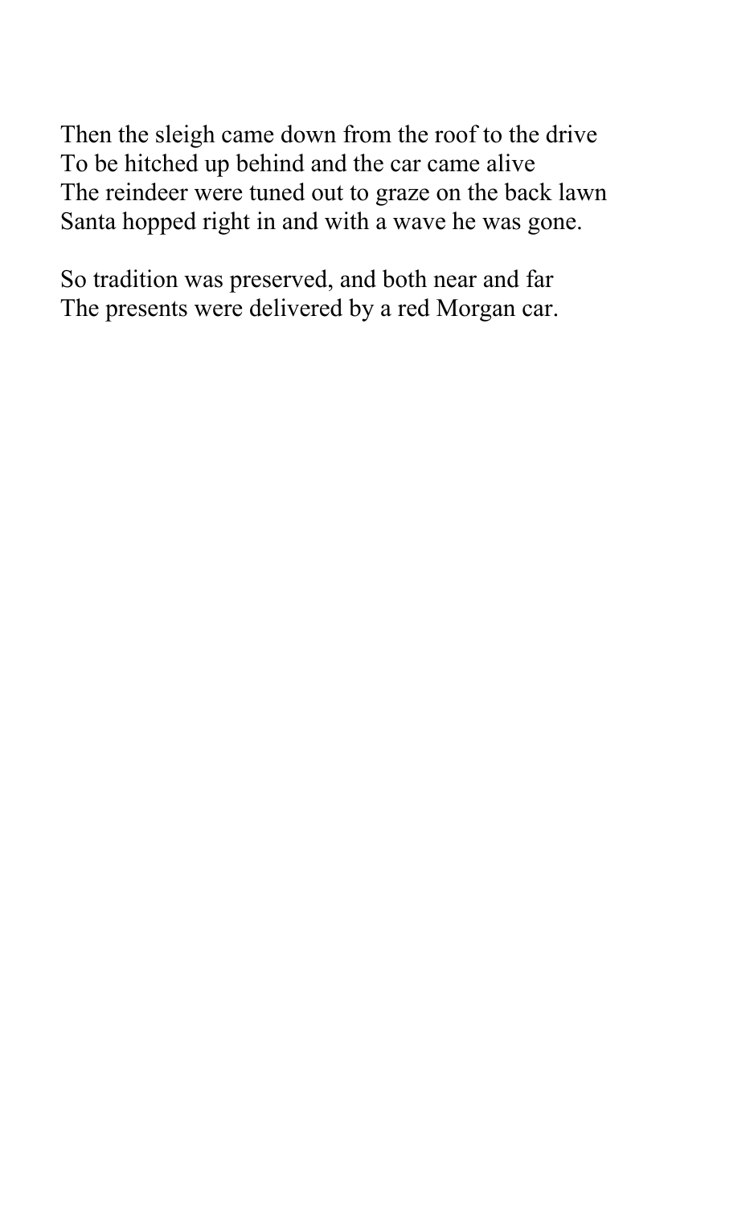Then the sleigh came down from the roof to the drive
To be hitched up behind and the car came alive
The reindeer were tuned out to graze on the back lawn
Santa hopped right in and with a wave he was gone.

So tradition was preserved, and both near and far
The presents were delivered by a red Morgan car.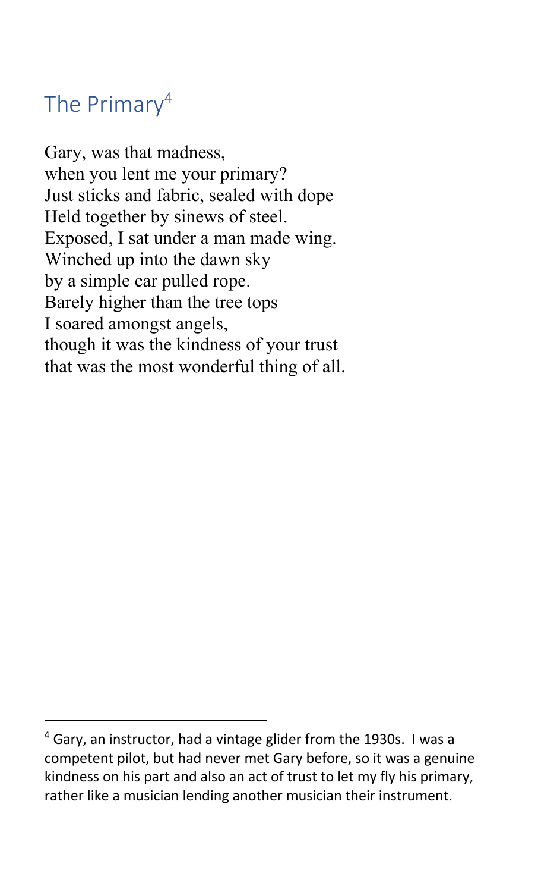## The Primary[4]

Gary, was that madness,  
when you lent me your primary?  
Just sticks and fabric, sealed with dope  
Held together by sinews of steel.  
Exposed, I sat under a man made wing.  
Winched up into the dawn sky  
by a simple car pulled rope.  
Barely higher than the tree tops  
I soared amongst angels,  
though it was the kindness of your trust  
that was the most wonderful thing of all.

---

[4] Gary, an instructor, had a vintage glider from the 1930s. I was a competent pilot, but had never met Gary before, so it was a genuine kindness on his part and also an act of trust to let my fly his primary, rather like a musician lending another musician their instrument.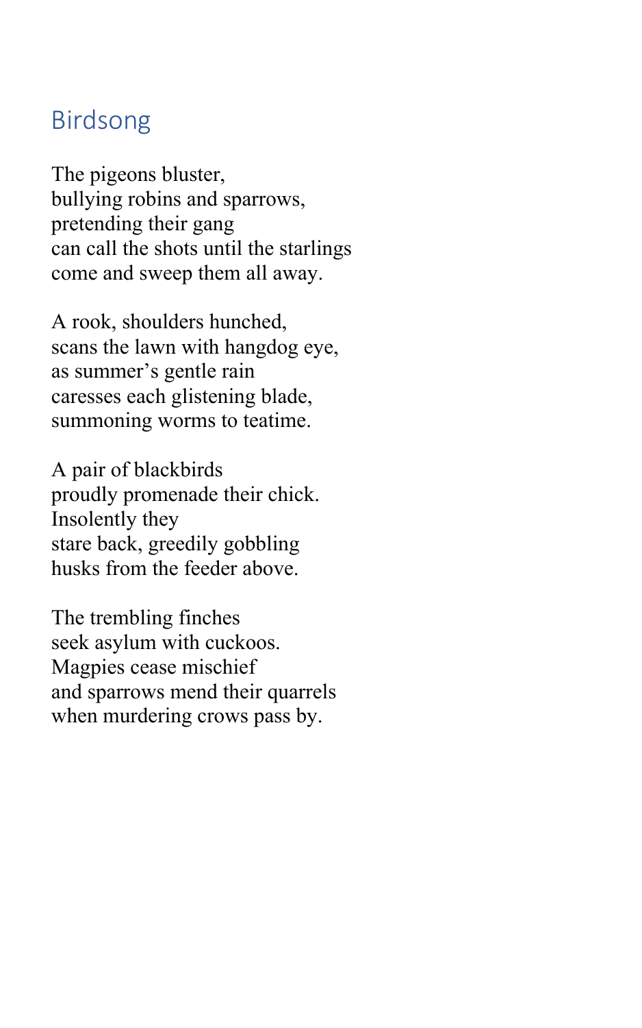## Birdsong

The pigeons bluster,
bullying robins and sparrows,
pretending their gang
can call the shots until the starlings
come and sweep them all away.

A rook, shoulders hunched,
scans the lawn with hangdog eye,
as summer's gentle rain
caresses each glistening blade,
summoning worms to teatime.

A pair of blackbirds
proudly promenade their chick.
Insolently they
stare back, greedily gobbling
husks from the feeder above.

The trembling finches
seek asylum with cuckoos.
Magpies cease mischief
and sparrows mend their quarrels
when murdering crows pass by.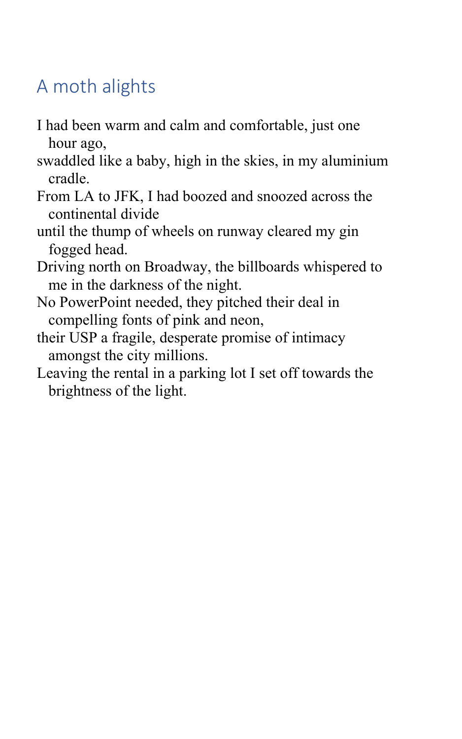## A moth alights

I had been warm and calm and comfortable, just one hour ago,  
swaddled like a baby, high in the skies, in my aluminium cradle.  
From LA to JFK, I had boozed and snoozed across the continental divide  
until the thump of wheels on runway cleared my gin fogged head.  
Driving north on Broadway, the billboards whispered to me in the darkness of the night.  
No PowerPoint needed, they pitched their deal in compelling fonts of pink and neon,  
their USP a fragile, desperate promise of intimacy amongst the city millions.  
Leaving the rental in a parking lot I set off towards the brightness of the light.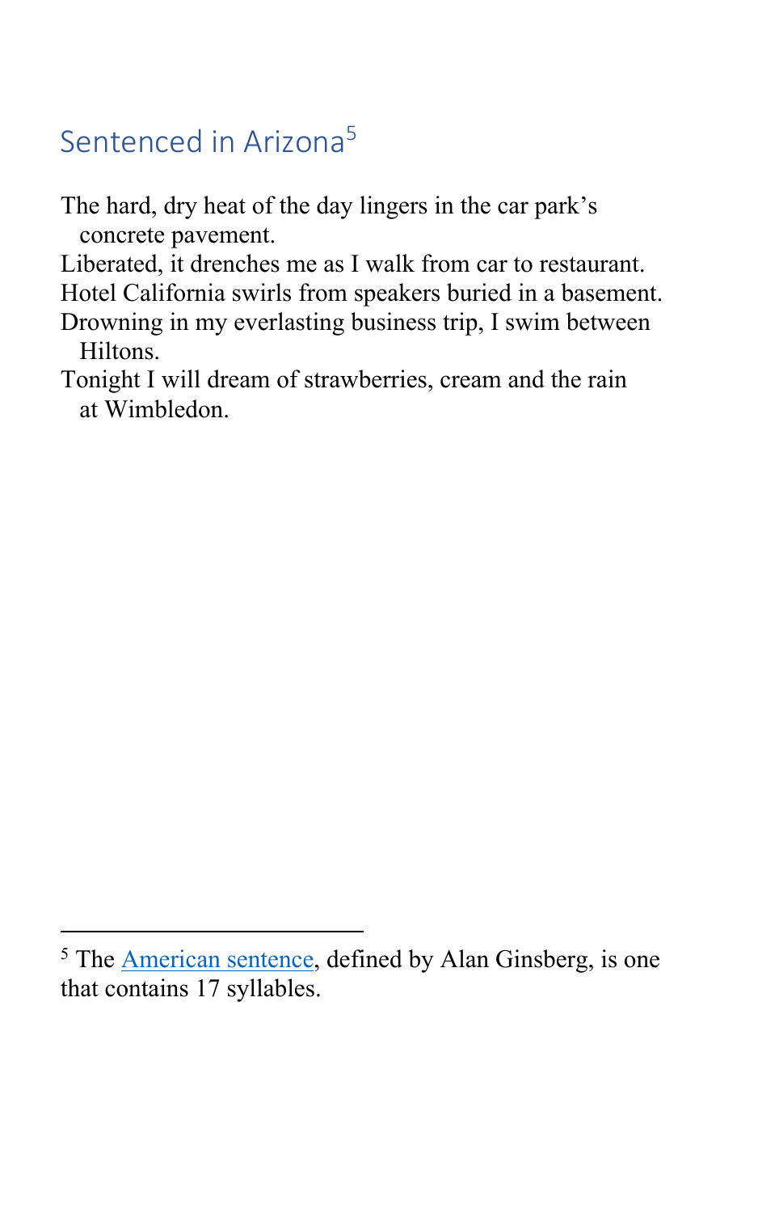## Sentenced in Arizona[5]

The hard, dry heat of the day lingers in the car park's concrete pavement.
Liberated, it drenches me as I walk from car to restaurant.
Hotel California swirls from speakers buried in a basement.
Drowning in my everlasting business trip, I swim between Hiltons.
Tonight I will dream of strawberries, cream and the rain at Wimbledon.

---

[5] The American sentence, defined by Alan Ginsberg, is one that contains 17 syllables.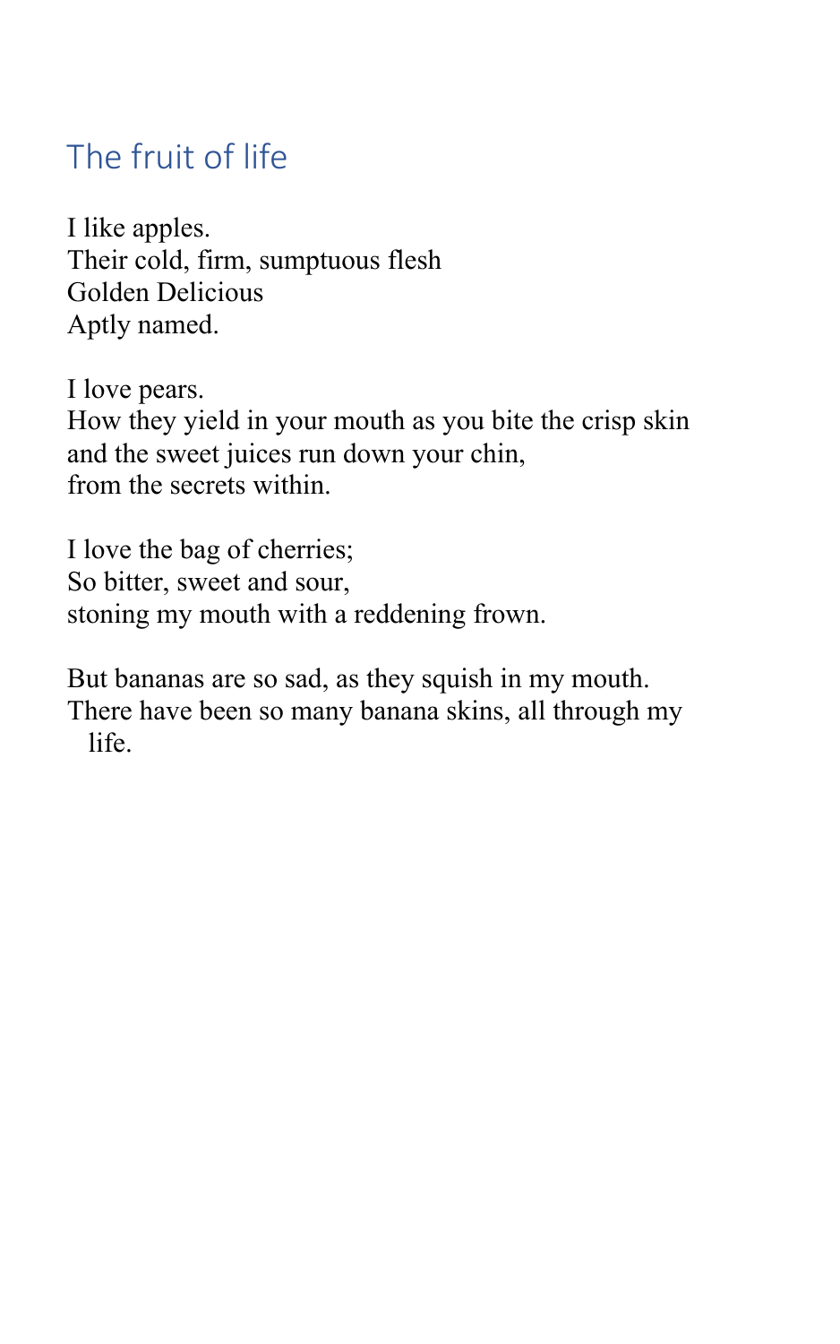## The fruit of life

I like apples.
Their cold, firm, sumptuous flesh
Golden Delicious
Aptly named.

I love pears.
How they yield in your mouth as you bite the crisp skin
and the sweet juices run down your chin,
from the secrets within.

I love the bag of cherries;
So bitter, sweet and sour,
stoning my mouth with a reddening frown.

But bananas are so sad, as they squish in my mouth.
There have been so many banana skins, all through my life.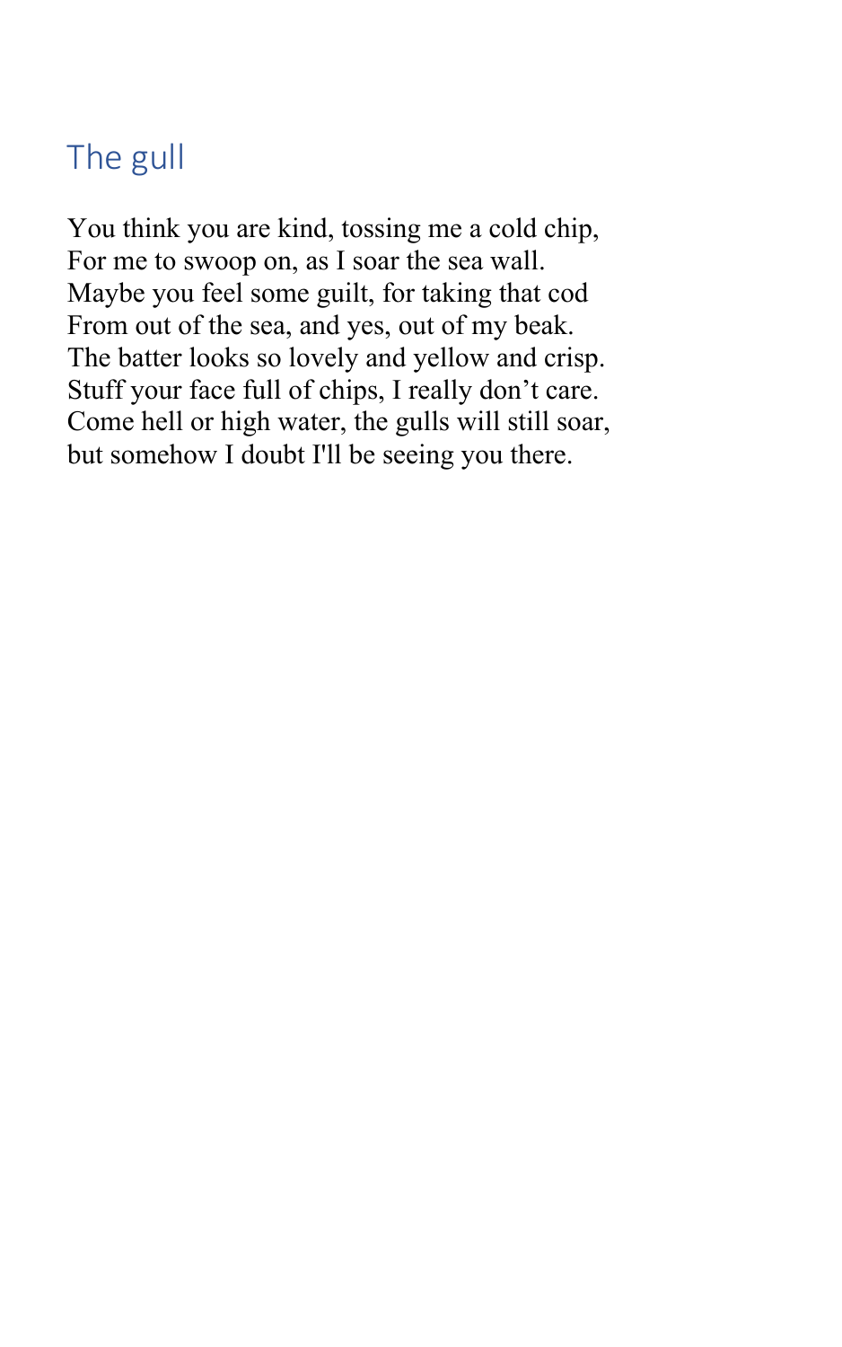## The gull

You think you are kind, tossing me a cold chip,
For me to swoop on, as I soar the sea wall.
Maybe you feel some guilt, for taking that cod
From out of the sea, and yes, out of my beak.
The batter looks so lovely and yellow and crisp.
Stuff your face full of chips, I really don't care.
Come hell or high water, the gulls will still soar,
but somehow I doubt I'll be seeing you there.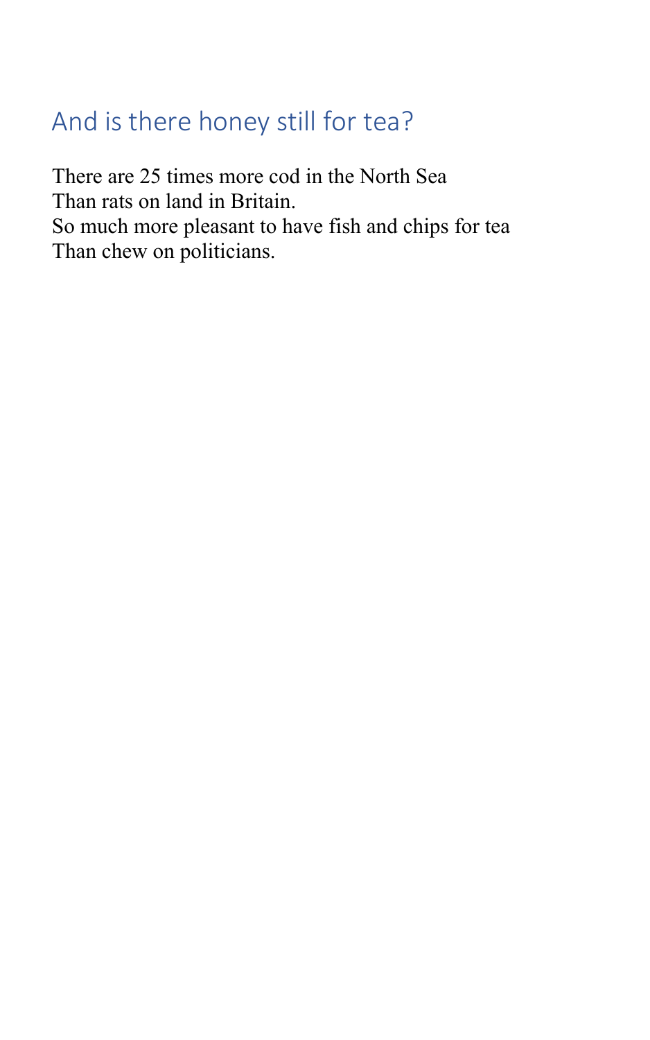## And is there honey still for tea?

There are 25 times more cod in the North Sea  
Than rats on land in Britain.  
So much more pleasant to have fish and chips for tea  
Than chew on politicians.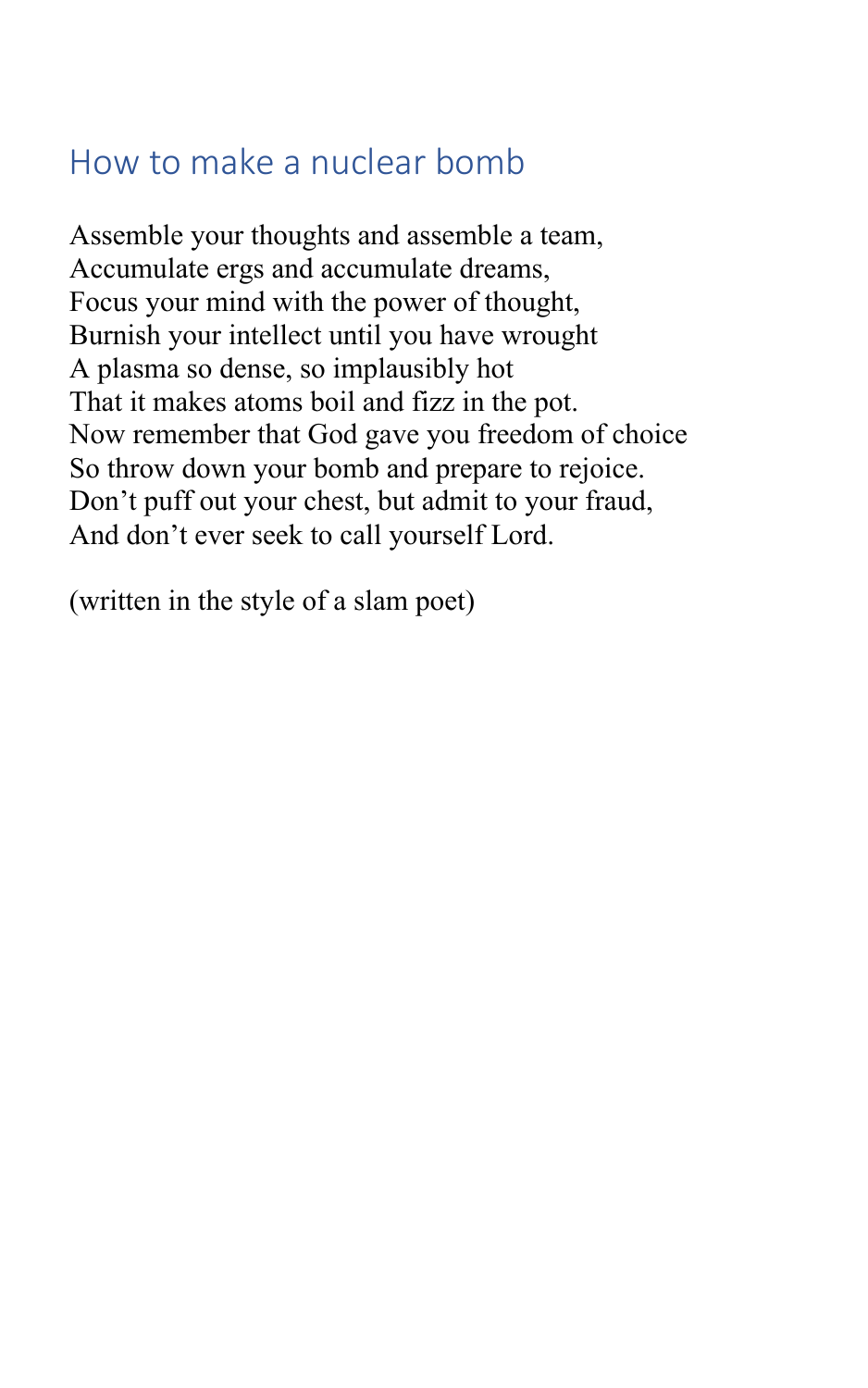## How to make a nuclear bomb

Assemble your thoughts and assemble a team,
Accumulate ergs and accumulate dreams,
Focus your mind with the power of thought,
Burnish your intellect until you have wrought
A plasma so dense, so implausibly hot
That it makes atoms boil and fizz in the pot.
Now remember that God gave you freedom of choice
So throw down your bomb and prepare to rejoice.
Don't puff out your chest, but admit to your fraud,
And don't ever seek to call yourself Lord.

(written in the style of a slam poet)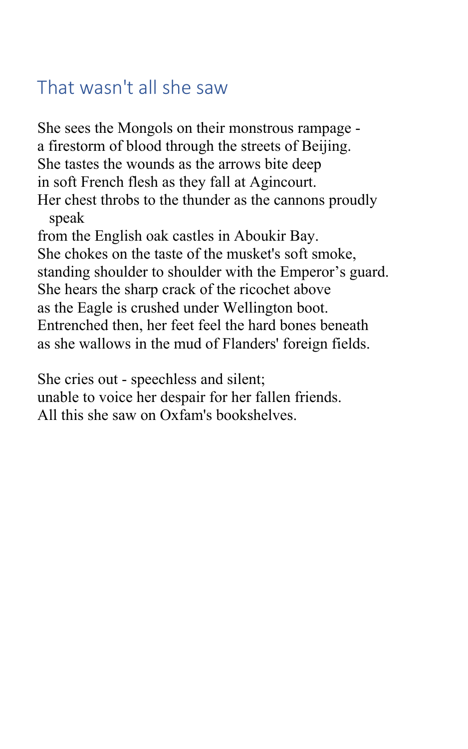## That wasn't all she saw

She sees the Mongols on their monstrous rampage -  
a firestorm of blood through the streets of Beijing.  
She tastes the wounds as the arrows bite deep  
in soft French flesh as they fall at Agincourt.  
Her chest throbs to the thunder as the cannons proudly speak  
from the English oak castles in Aboukir Bay.  
She chokes on the taste of the musket's soft smoke,  
standing shoulder to shoulder with the Emperor's guard.  
She hears the sharp crack of the ricochet above  
as the Eagle is crushed under Wellington boot.  
Entrenched then, her feet feel the hard bones beneath  
as she wallows in the mud of Flanders' foreign fields.

She cries out - speechless and silent;  
unable to voice her despair for her fallen friends.  
All this she saw on Oxfam's bookshelves.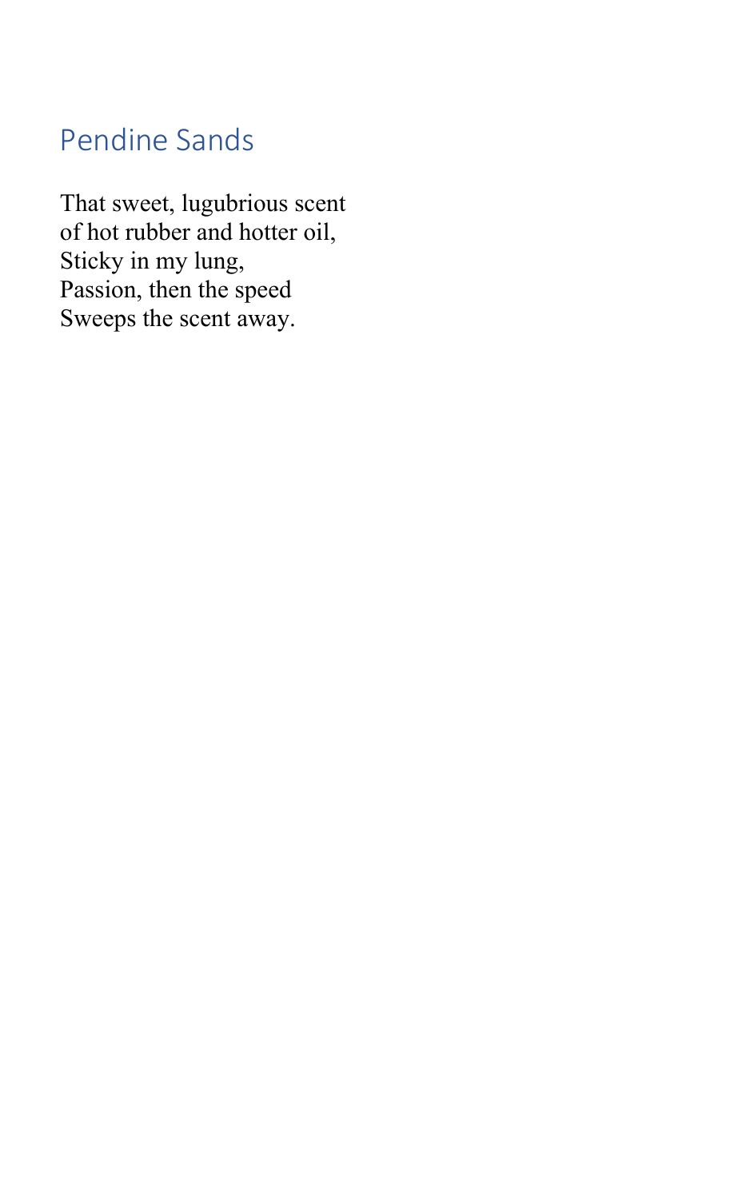## Pendine Sands

That sweet, lugubrious scent  
of hot rubber and hotter oil,  
Sticky in my lung,  
Passion, then the speed  
Sweeps the scent away.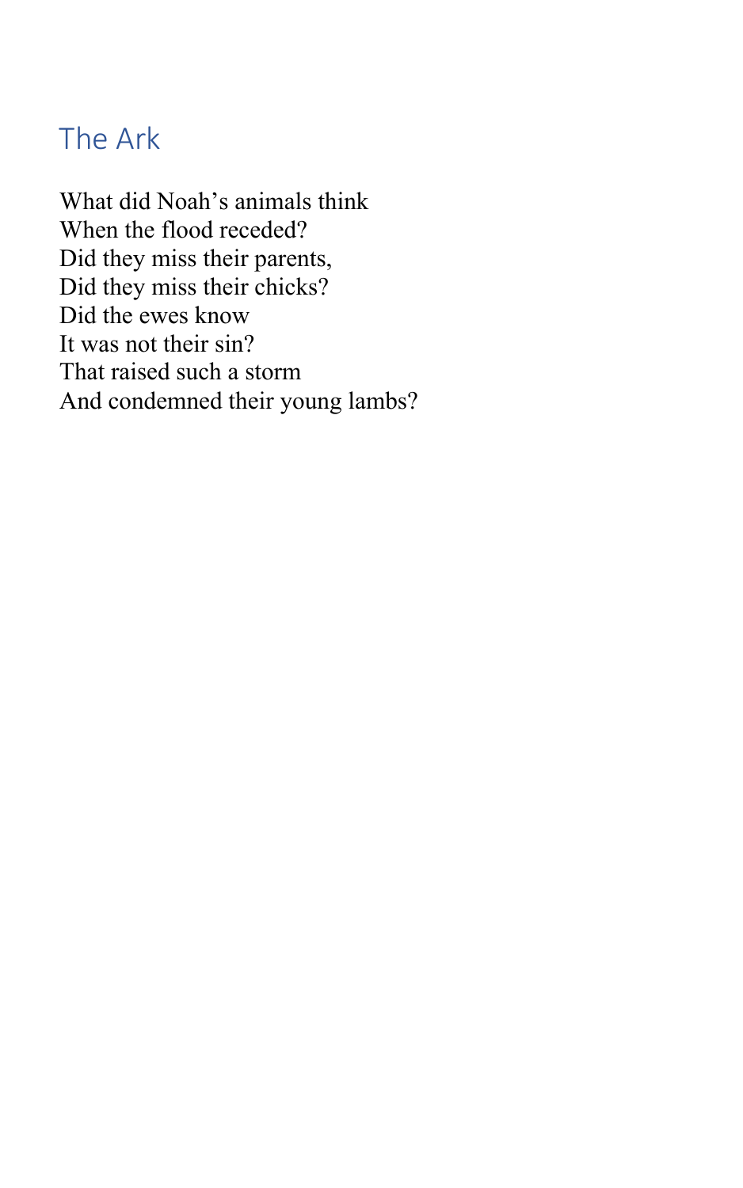## The Ark

What did Noah's animals think  
When the flood receded?  
Did they miss their parents,  
Did they miss their chicks?  
Did the ewes know  
It was not their sin?  
That raised such a storm  
And condemned their young lambs?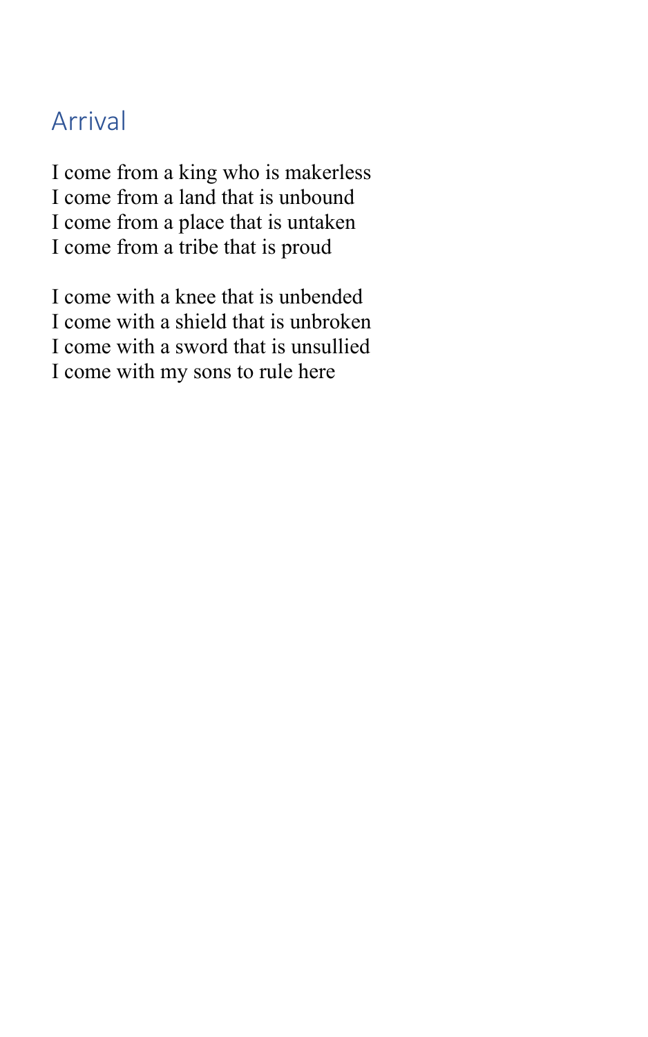## Arrival

I come from a king who is makerless  
I come from a land that is unbound  
I come from a place that is untaken  
I come from a tribe that is proud

I come with a knee that is unbended  
I come with a shield that is unbroken  
I come with a sword that is unsullied  
I come with my sons to rule here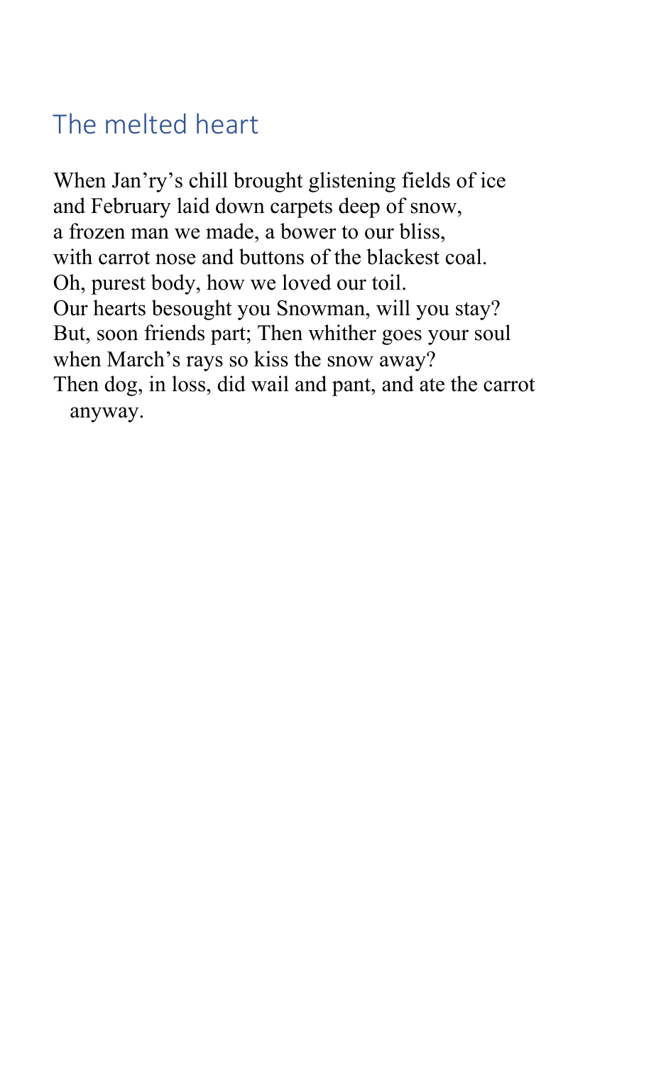## The melted heart

When Jan'ry's chill brought glistening fields of ice
and February laid down carpets deep of snow,
a frozen man we made, a bower to our bliss,
with carrot nose and buttons of the blackest coal.
Oh, purest body, how we loved our toil.
Our hearts besought you Snowman, will you stay?
But, soon friends part; Then whither goes your soul
when March's rays so kiss the snow away?
Then dog, in loss, did wail and pant, and ate the carrot anyway.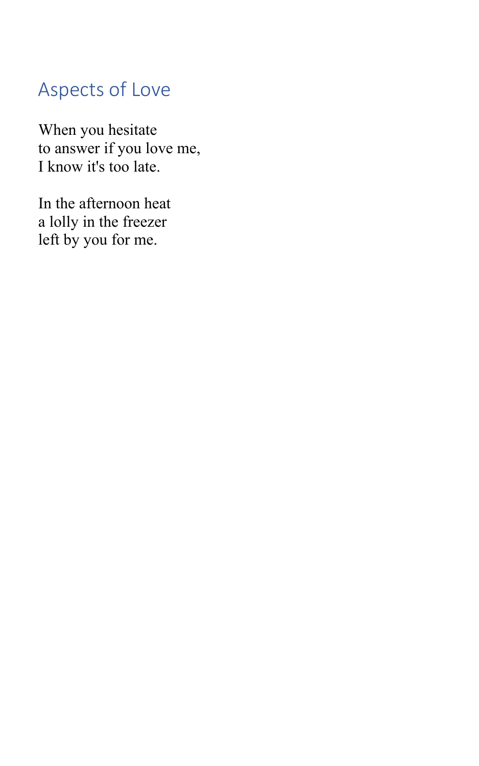## Aspects of Love

When you hesitate  
to answer if you love me,  
I know it's too late.

In the afternoon heat  
a lolly in the freezer  
left by you for me.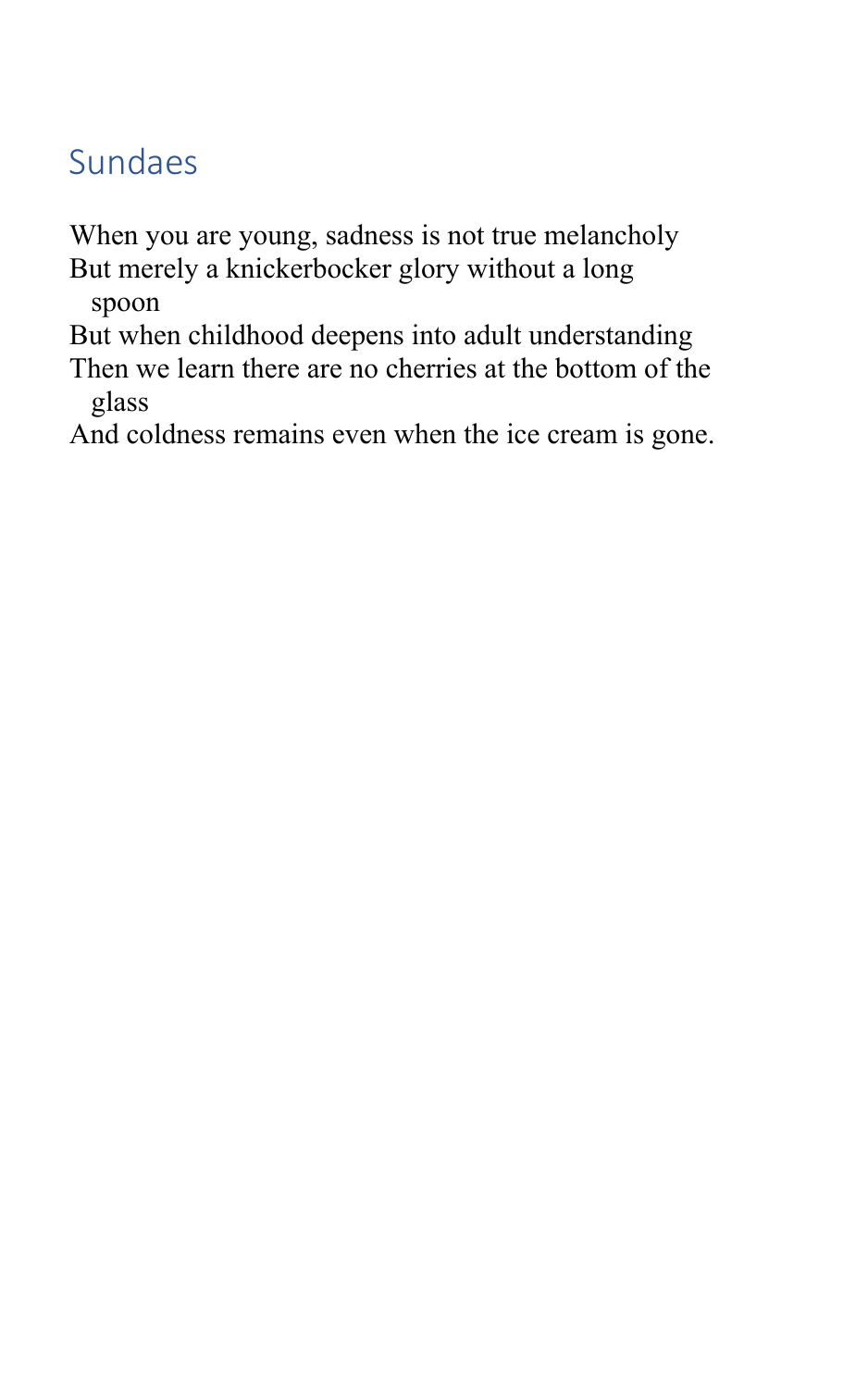## Sundaes

When you are young, sadness is not true melancholy
But merely a knickerbocker glory without a long spoon
But when childhood deepens into adult understanding
Then we learn there are no cherries at the bottom of the glass
And coldness remains even when the ice cream is gone.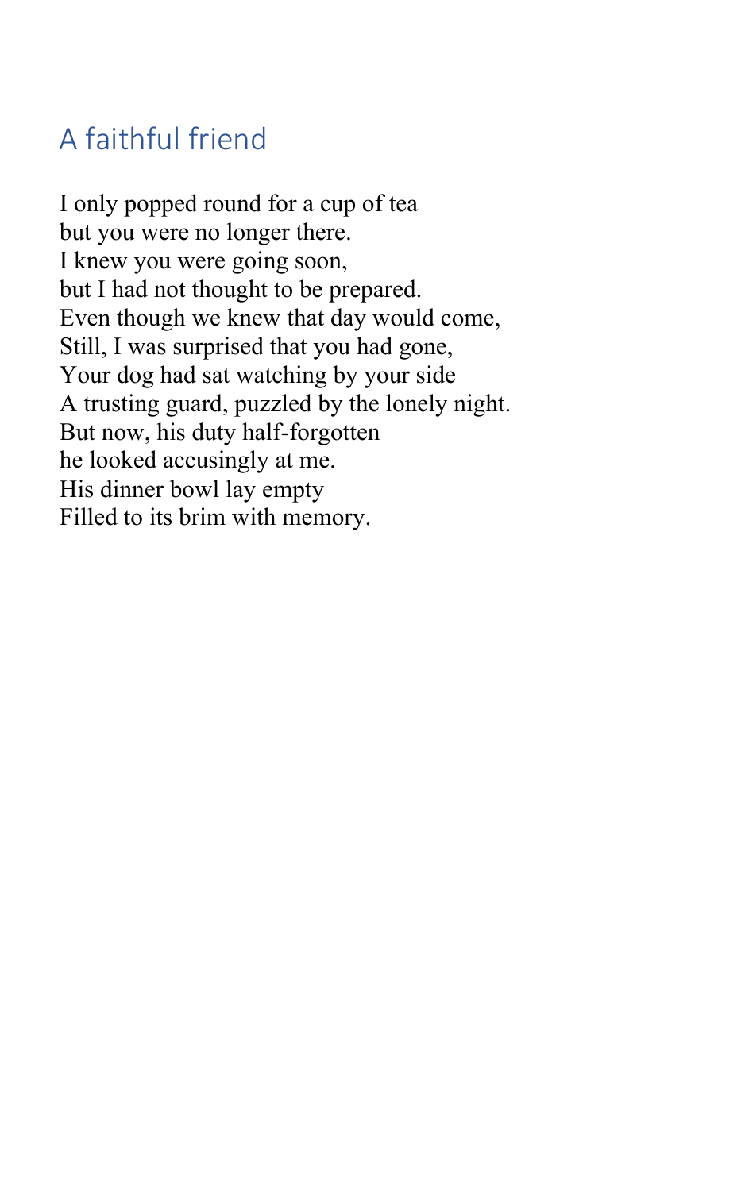## A faithful friend

I only popped round for a cup of tea  
but you were no longer there.  
I knew you were going soon,  
but I had not thought to be prepared.  
Even though we knew that day would come,  
Still, I was surprised that you had gone,  
Your dog had sat watching by your side  
A trusting guard, puzzled by the lonely night.  
But now, his duty half-forgotten  
he looked accusingly at me.  
His dinner bowl lay empty  
Filled to its brim with memory.